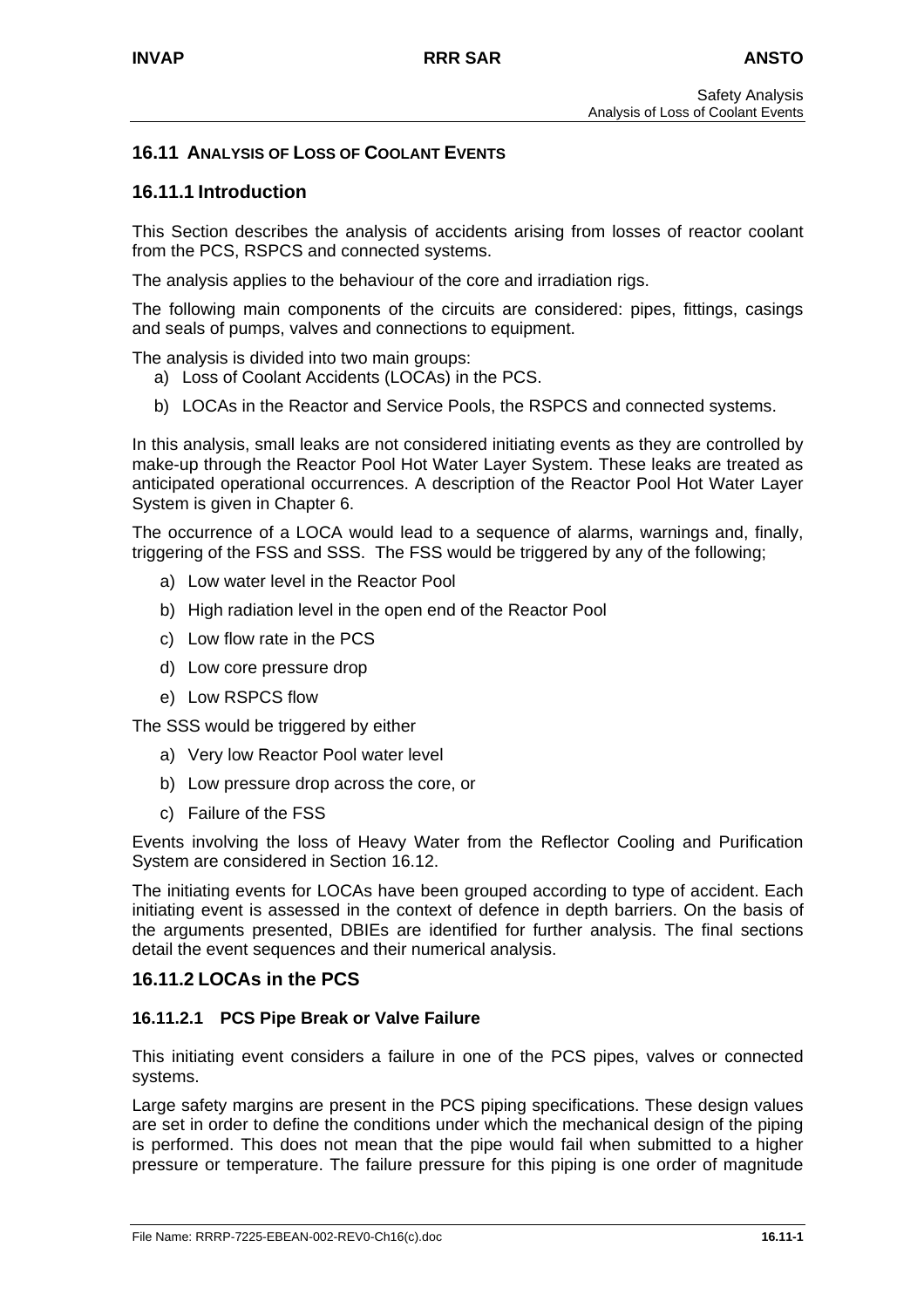## 16.11 ANALYSIS OF LOSS OF COOLANT EVENTS

### 16.11.1 Introduction

This Section describes the analysis of accidents arising from losses of reactor coolant from the PCS, RSPCS and connected systems.

The analysis applies to the behaviour of the core and irradiation rigs.

The following main components of the circuits are considered: pipes, fittings, casings and seals of pumps, valves and connections to equipment.

The analysis is divided into two main groups:

a) Loss of Coolant Accidents (LOCAs) in the PCS.

b) LOCAs in the Reactor and Service Pools, the RSPCS and connected systems.

In this analysis, small leaks are not considered initiating events as they are controlled by make-up through the Reactor Pool Hot Water Layer System. These leaks are treated as anticipated operational occurrences. A description of the Reactor Pool Hot Water Layer System is given in Chapter 6.

The occurrence of a LOCA would lead to a sequence of alarms, warnings and, finally, triggering of the FSS and SSS. The FSS would be triggered by any of the following;

a) Low water level in the Reactor Pool

b) High radiation level in the open end of the Reactor Pool

c) Low flow rate in the PCS

d) Low core pressure drop

e) Low RSPCS flow

The SSS would be triggered by either

a) Very low Reactor Pool water level

b) Low pressure drop across the core, or

c) Failure of the FSS

Events involving the loss of Heavy Water from the Reflector Cooling and Purification System are considered in Section 16.12.

The initiating events for LOCAs have been grouped according to type of accident. Each initiating event is assessed in the context of defence in depth barriers. On the basis of the arguments presented, DBIEs are identified for further analysis. The final sections detail the event sequences and their numerical analysis.

### 16.11.2 LOCAs in the PCS

#### 16.11.2.1 PCS Pipe Break or Valve Failure

This initiating event considers a failure in one of the PCS pipes, valves or connected systems.

Large safety margins are present in the PCS piping specifications. These design values are set in order to define the conditions under which the mechanical design of the piping is performed. This does not mean that the pipe would fail when submitted to a higher pressure or temperature. The failure pressure for this piping is one order of magnitude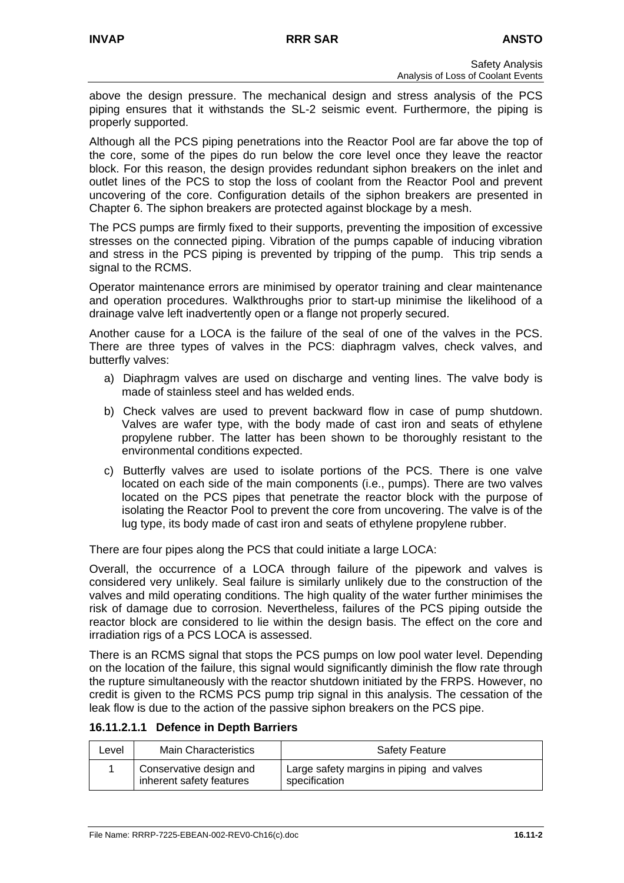above the design pressure. The mechanical design and stress analysis of the PCS piping ensures that it withstands the SL-2 seismic event. Furthermore, the piping is properly supported.

Although all the PCS piping penetrations into the Reactor Pool are far above the top of the core, some of the pipes do run below the core level once they leave the reactor block. For this reason, the design provides redundant siphon breakers on the inlet and outlet lines of the PCS to stop the loss of coolant from the Reactor Pool and prevent uncovering of the core. Configuration details of the siphon breakers are presented in Chapter 6. The siphon breakers are protected against blockage by a mesh.

The PCS pumps are firmly fixed to their supports, preventing the imposition of excessive stresses on the connected piping. Vibration of the pumps capable of inducing vibration and stress in the PCS piping is prevented by tripping of the pump. This trip sends a signal to the RCMS.

Operator maintenance errors are minimised by operator training and clear maintenance and operation procedures. Walkthroughs prior to start-up minimise the likelihood of a drainage valve left inadvertently open or a flange not properly secured.

Another cause for a LOCA is the failure of the seal of one of the valves in the PCS. There are three types of valves in the PCS: diaphragm valves, check valves, and butterfly valves:

a) Diaphragm valves are used on discharge and venting lines. The valve body is made of stainless steel and has welded ends.

b) Check valves are used to prevent backward flow in case of pump shutdown. Valves are wafer type, with the body made of cast iron and seats of ethylene propylene rubber. The latter has been shown to be thoroughly resistant to the environmental conditions expected.

c) Butterfly valves are used to isolate portions of the PCS. There is one valve located on each side of the main components (i.e., pumps). There are two valves located on the PCS pipes that penetrate the reactor block with the purpose of isolating the Reactor Pool to prevent the core from uncovering. The valve is of the lug type, its body made of cast iron and seats of ethylene propylene rubber.

There are four pipes along the PCS that could initiate a large LOCA:

Overall, the occurrence of a LOCA through failure of the pipework and valves is considered very unlikely. Seal failure is similarly unlikely due to the construction of the valves and mild operating conditions. The high quality of the water further minimises the risk of damage due to corrosion. Nevertheless, failures of the PCS piping outside the reactor block are considered to lie within the design basis. The effect on the core and irradiation rigs of a PCS LOCA is assessed.

There is an RCMS signal that stops the PCS pumps on low pool water level. Depending on the location of the failure, this signal would significantly diminish the flow rate through the rupture simultaneously with the reactor shutdown initiated by the FRPS. However, no credit is given to the RCMS PCS pump trip signal in this analysis. The cessation of the leak flow is due to the action of the passive siphon breakers on the PCS pipe.

#### 16.11.2.1.1 Defence in Depth Barriers

| Level | Main Characteristics | Safety Feature |
|---|---|---|
| 1 | Conservative design and inherent safety features | Large safety margins in piping and valves specification |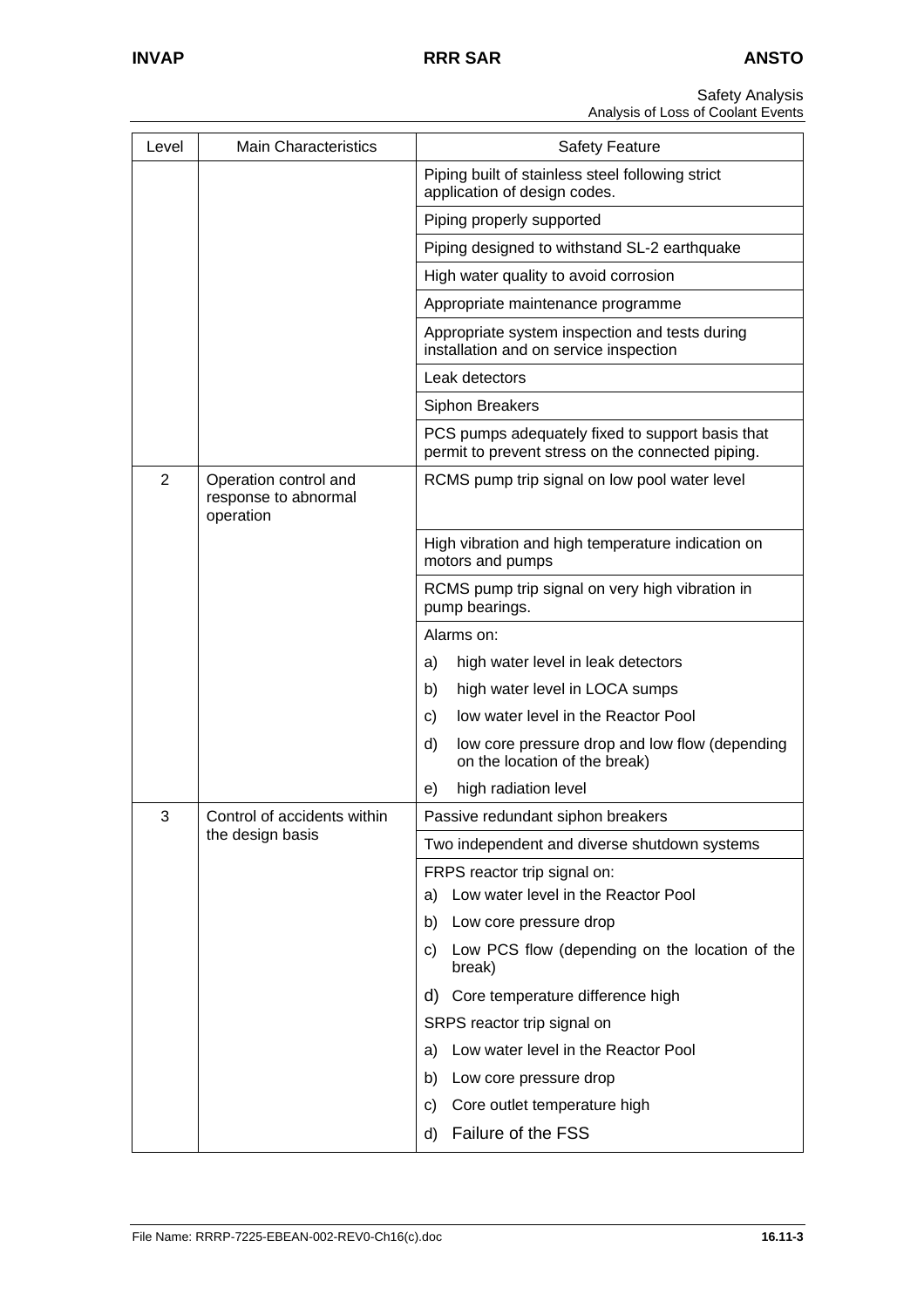| Level | Main Characteristics | Safety Feature |
|---|---|---|
| | | Piping built of stainless steel following strict application of design codes. |
| | | Piping properly supported |
| | | Piping designed to withstand SL-2 earthquake |
| | | High water quality to avoid corrosion |
| | | Appropriate maintenance programme |
| | | Appropriate system inspection and tests during installation and on service inspection |
| | | Leak detectors |
| | | Siphon Breakers |
| | | PCS pumps adequately fixed to support basis that permit to prevent stress on the connected piping. |
| 2 | Operation control and response to abnormal operation | RCMS pump trip signal on low pool water level |
| | | High vibration and high temperature indication on motors and pumps |
| | | RCMS pump trip signal on very high vibration in pump bearings. |
| | | Alarms on:<br>a) high water level in leak detectors<br>b) high water level in LOCA sumps<br>c) low water level in the Reactor Pool<br>d) low core pressure drop and low flow (depending on the location of the break)<br>e) high radiation level |
| 3 | Control of accidents within the design basis | Passive redundant siphon breakers |
| | | Two independent and diverse shutdown systems |
| | | FRPS reactor trip signal on:<br>a) Low water level in the Reactor Pool<br>b) Low core pressure drop<br>c) Low PCS flow (depending on the location of the break)<br>d) Core temperature difference high<br>SRPS reactor trip signal on<br>a) Low water level in the Reactor Pool<br>b) Low core pressure drop<br>c) Core outlet temperature high<br>d) Failure of the FSS |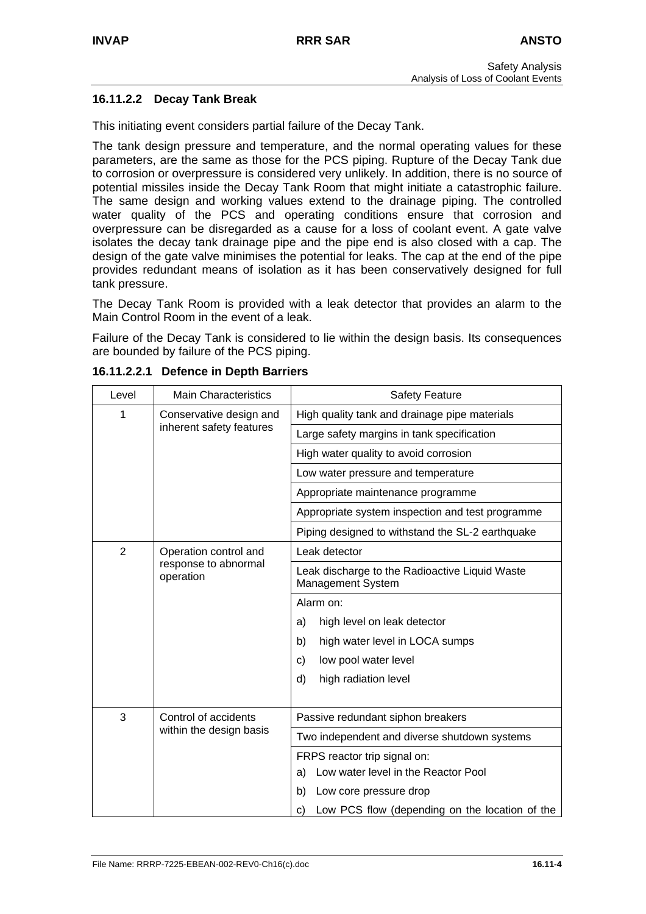### 16.11.2.2 Decay Tank Break

This initiating event considers partial failure of the Decay Tank.

The tank design pressure and temperature, and the normal operating values for these parameters, are the same as those for the PCS piping. Rupture of the Decay Tank due to corrosion or overpressure is considered very unlikely. In addition, there is no source of potential missiles inside the Decay Tank Room that might initiate a catastrophic failure. The same design and working values extend to the drainage piping. The controlled water quality of the PCS and operating conditions ensure that corrosion and overpressure can be disregarded as a cause for a loss of coolant event. A gate valve isolates the decay tank drainage pipe and the pipe end is also closed with a cap. The design of the gate valve minimises the potential for leaks. The cap at the end of the pipe provides redundant means of isolation as it has been conservatively designed for full tank pressure.

The Decay Tank Room is provided with a leak detector that provides an alarm to the Main Control Room in the event of a leak.

Failure of the Decay Tank is considered to lie within the design basis. Its consequences are bounded by failure of the PCS piping.

#### 16.11.2.2.1 Defence in Depth Barriers

| Level | Main Characteristics | Safety Feature |
|---|---|---|
| 1 | Conservative design and inherent safety features | High quality tank and drainage pipe materials |
| | | Large safety margins in tank specification |
| | | High water quality to avoid corrosion |
| | | Low water pressure and temperature |
| | | Appropriate maintenance programme |
| | | Appropriate system inspection and test programme |
| | | Piping designed to withstand the SL-2 earthquake |
| 2 | Operation control and response to abnormal operation | Leak detector |
| | | Leak discharge to the Radioactive Liquid Waste Management System |
| | | Alarm on:<br>a) high level on leak detector<br>b) high water level in LOCA sumps<br>c) low pool water level<br>d) high radiation level |
| 3 | Control of accidents within the design basis | Passive redundant siphon breakers |
| | | Two independent and diverse shutdown systems |
| | | FRPS reactor trip signal on:<br>a) Low water level in the Reactor Pool<br>b) Low core pressure drop<br>c) Low PCS flow (depending on the location of the |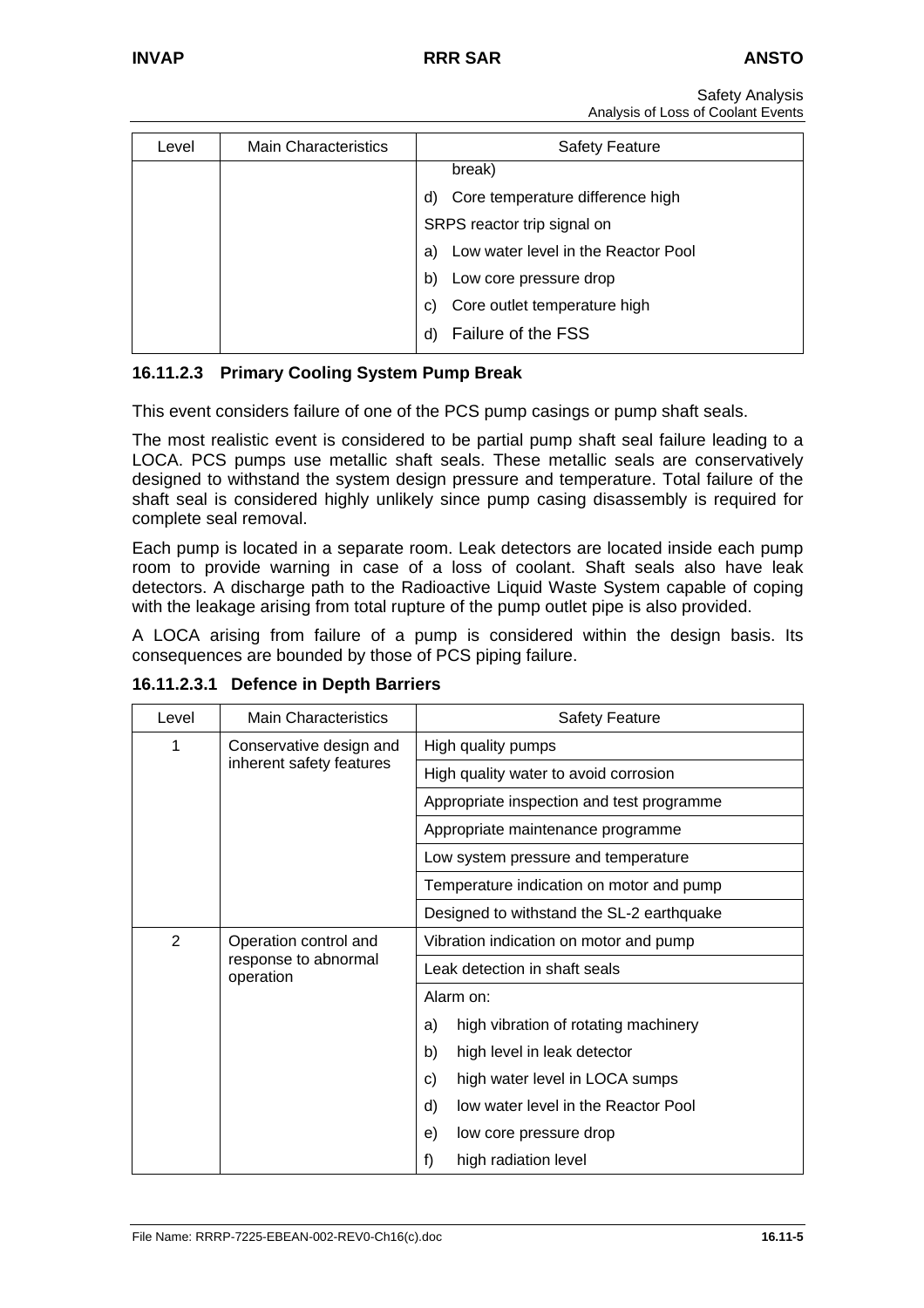| Level | Main Characteristics | Safety Feature |
|---|---|---|
| | | break) |
| | | d) Core temperature difference high |
| | | SRPS reactor trip signal on |
| | | a) Low water level in the Reactor Pool |
| | | b) Low core pressure drop |
| | | c) Core outlet temperature high |
| | | d) Failure of the FSS |

#### 16.11.2.3 Primary Cooling System Pump Break

This event considers failure of one of the PCS pump casings or pump shaft seals.

The most realistic event is considered to be partial pump shaft seal failure leading to a LOCA. PCS pumps use metallic shaft seals. These metallic seals are conservatively designed to withstand the system design pressure and temperature. Total failure of the shaft seal is considered highly unlikely since pump casing disassembly is required for complete seal removal.

Each pump is located in a separate room. Leak detectors are located inside each pump room to provide warning in case of a loss of coolant. Shaft seals also have leak detectors. A discharge path to the Radioactive Liquid Waste System capable of coping with the leakage arising from total rupture of the pump outlet pipe is also provided.

A LOCA arising from failure of a pump is considered within the design basis. Its consequences are bounded by those of PCS piping failure.

##### 16.11.2.3.1 Defence in Depth Barriers

| Level | Main Characteristics | Safety Feature |
|---|---|---|
| 1 | Conservative design and inherent safety features | High quality pumps |
| | | High quality water to avoid corrosion |
| | | Appropriate inspection and test programme |
| | | Appropriate maintenance programme |
| | | Low system pressure and temperature |
| | | Temperature indication on motor and pump |
| | | Designed to withstand the SL-2 earthquake |
| 2 | Operation control and response to abnormal operation | Vibration indication on motor and pump |
| | | Leak detection in shaft seals |
| | | Alarm on: |
| | | a) high vibration of rotating machinery |
| | | b) high level in leak detector |
| | | c) high water level in LOCA sumps |
| | | d) low water level in the Reactor Pool |
| | | e) low core pressure drop |
| | | f) high radiation level |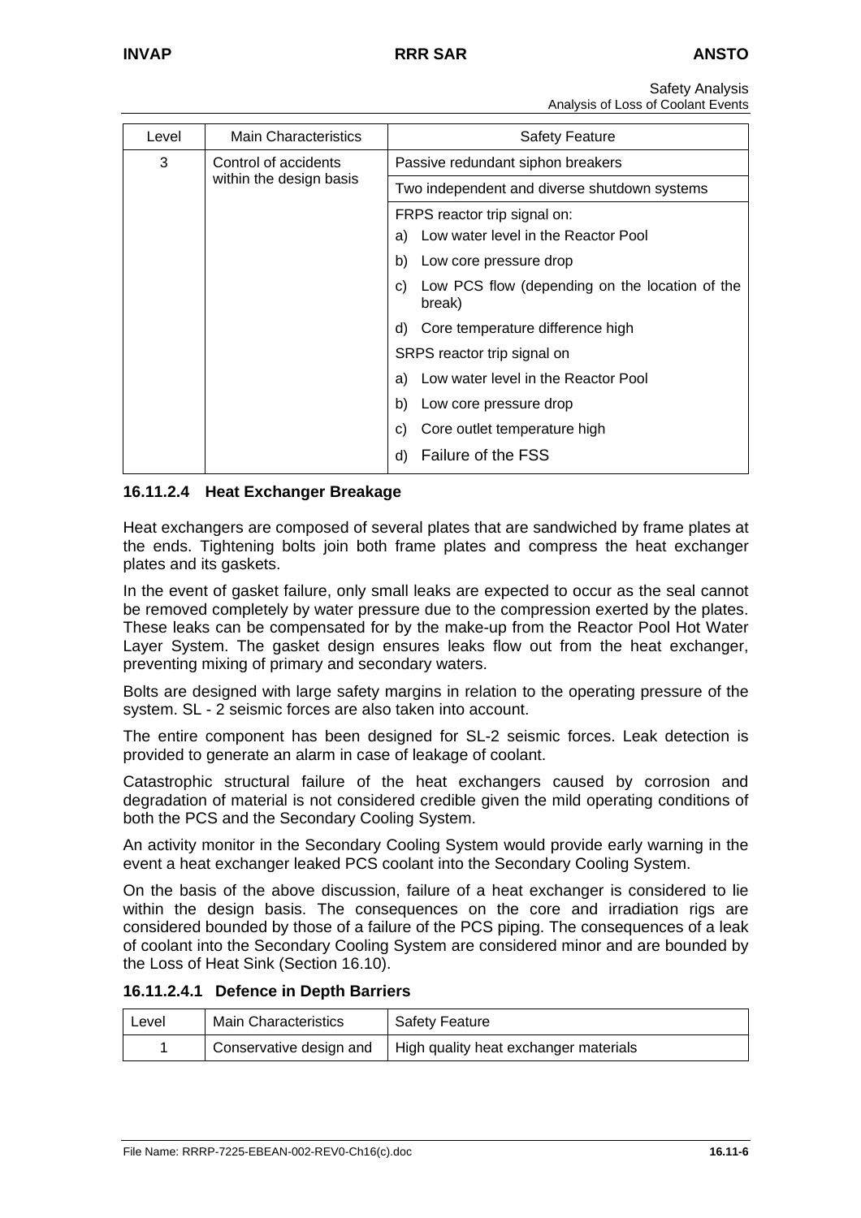| Level | Main Characteristics | Safety Feature |
|---|---|---|
| 3 | Control of accidents within the design basis | Passive redundant siphon breakers |
| | | Two independent and diverse shutdown systems |
| | | FRPS reactor trip signal on:<br>a) Low water level in the Reactor Pool<br>b) Low core pressure drop<br>c) Low PCS flow (depending on the location of the break)<br>d) Core temperature difference high<br>SRPS reactor trip signal on<br>a) Low water level in the Reactor Pool<br>b) Low core pressure drop<br>c) Core outlet temperature high<br>d) Failure of the FSS |

### 16.11.2.4 Heat Exchanger Breakage

Heat exchangers are composed of several plates that are sandwiched by frame plates at the ends. Tightening bolts join both frame plates and compress the heat exchanger plates and its gaskets.

In the event of gasket failure, only small leaks are expected to occur as the seal cannot be removed completely by water pressure due to the compression exerted by the plates. These leaks can be compensated for by the make-up from the Reactor Pool Hot Water Layer System. The gasket design ensures leaks flow out from the heat exchanger, preventing mixing of primary and secondary waters.

Bolts are designed with large safety margins in relation to the operating pressure of the system. SL - 2 seismic forces are also taken into account.

The entire component has been designed for SL-2 seismic forces. Leak detection is provided to generate an alarm in case of leakage of coolant.

Catastrophic structural failure of the heat exchangers caused by corrosion and degradation of material is not considered credible given the mild operating conditions of both the PCS and the Secondary Cooling System.

An activity monitor in the Secondary Cooling System would provide early warning in the event a heat exchanger leaked PCS coolant into the Secondary Cooling System.

On the basis of the above discussion, failure of a heat exchanger is considered to lie within the design basis. The consequences on the core and irradiation rigs are considered bounded by those of a failure of the PCS piping. The consequences of a leak of coolant into the Secondary Cooling System are considered minor and are bounded by the Loss of Heat Sink (Section 16.10).

#### 16.11.2.4.1 Defence in Depth Barriers

| Level | Main Characteristics | Safety Feature |
|---|---|---|
| 1 | Conservative design and | High quality heat exchanger materials |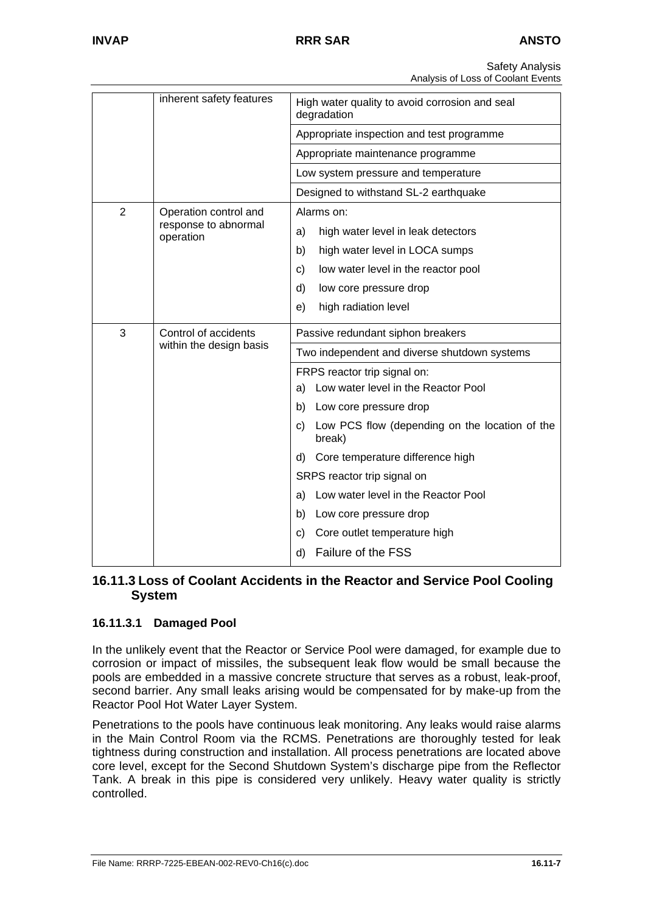| | inherent safety features | High water quality to avoid corrosion and seal degradation |
|---|---|---|
| | | Appropriate inspection and test programme |
| | | Appropriate maintenance programme |
| | | Low system pressure and temperature |
| | | Designed to withstand SL-2 earthquake |
| 2 | Operation control and response to abnormal operation | Alarms on:<br>a) high water level in leak detectors<br>b) high water level in LOCA sumps<br>c) low water level in the reactor pool<br>d) low core pressure drop<br>e) high radiation level |
| 3 | Control of accidents within the design basis | Passive redundant siphon breakers |
| | | Two independent and diverse shutdown systems |
| | | FRPS reactor trip signal on:<br>a) Low water level in the Reactor Pool<br>b) Low core pressure drop<br>c) Low PCS flow (depending on the location of the break)<br>d) Core temperature difference high<br>SRPS reactor trip signal on<br>a) Low water level in the Reactor Pool<br>b) Low core pressure drop<br>c) Core outlet temperature high<br>d) Failure of the FSS |

## 16.11.3 Loss of Coolant Accidents in the Reactor and Service Pool Cooling System

### 16.11.3.1 Damaged Pool

In the unlikely event that the Reactor or Service Pool were damaged, for example due to corrosion or impact of missiles, the subsequent leak flow would be small because the pools are embedded in a massive concrete structure that serves as a robust, leak-proof, second barrier. Any small leaks arising would be compensated for by make-up from the Reactor Pool Hot Water Layer System.

Penetrations to the pools have continuous leak monitoring. Any leaks would raise alarms in the Main Control Room via the RCMS. Penetrations are thoroughly tested for leak tightness during construction and installation. All process penetrations are located above core level, except for the Second Shutdown System's discharge pipe from the Reflector Tank. A break in this pipe is considered very unlikely. Heavy water quality is strictly controlled.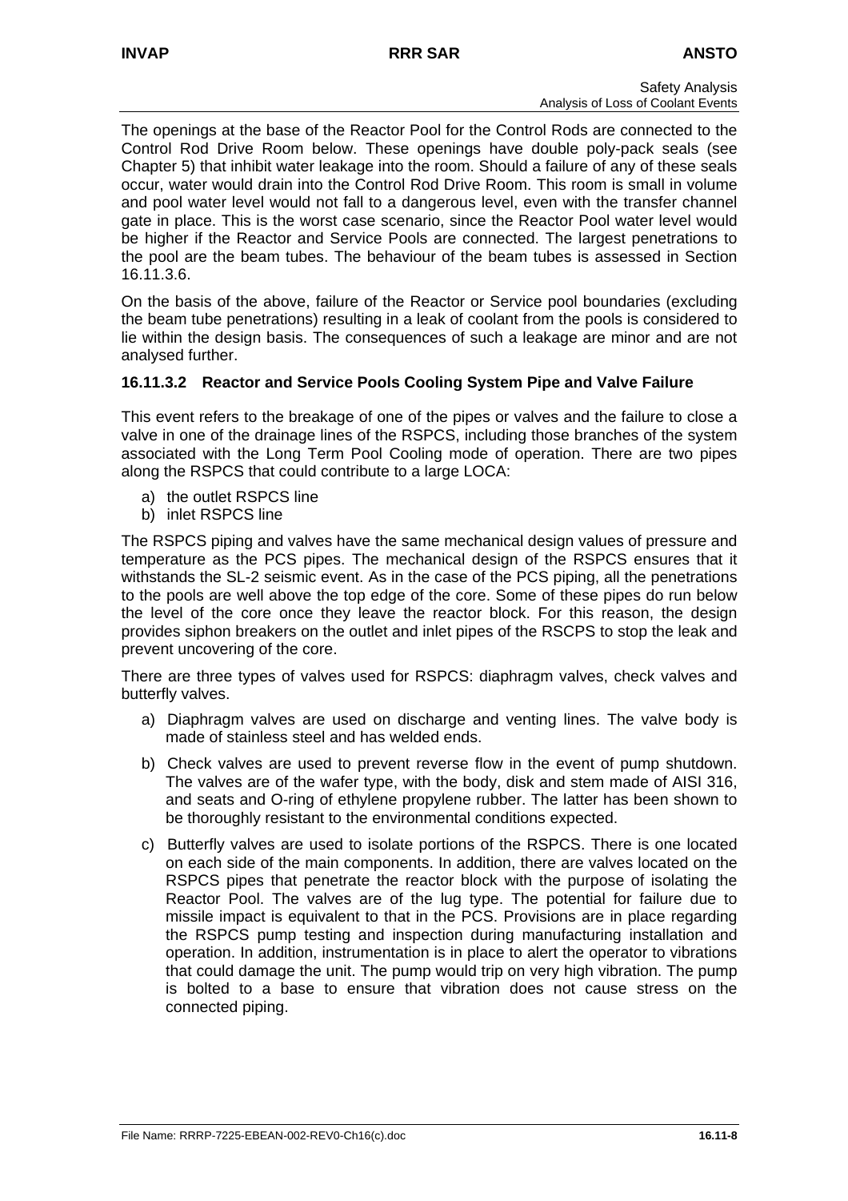The openings at the base of the Reactor Pool for the Control Rods are connected to the Control Rod Drive Room below. These openings have double poly-pack seals (see Chapter 5) that inhibit water leakage into the room. Should a failure of any of these seals occur, water would drain into the Control Rod Drive Room. This room is small in volume and pool water level would not fall to a dangerous level, even with the transfer channel gate in place. This is the worst case scenario, since the Reactor Pool water level would be higher if the Reactor and Service Pools are connected. The largest penetrations to the pool are the beam tubes. The behaviour of the beam tubes is assessed in Section 16.11.3.6.

On the basis of the above, failure of the Reactor or Service pool boundaries (excluding the beam tube penetrations) resulting in a leak of coolant from the pools is considered to lie within the design basis. The consequences of such a leakage are minor and are not analysed further.

### 16.11.3.2 Reactor and Service Pools Cooling System Pipe and Valve Failure

This event refers to the breakage of one of the pipes or valves and the failure to close a valve in one of the drainage lines of the RSPCS, including those branches of the system associated with the Long Term Pool Cooling mode of operation. There are two pipes along the RSPCS that could contribute to a large LOCA:

a) the outlet RSPCS line
b) inlet RSPCS line

The RSPCS piping and valves have the same mechanical design values of pressure and temperature as the PCS pipes. The mechanical design of the RSPCS ensures that it withstands the SL-2 seismic event. As in the case of the PCS piping, all the penetrations to the pools are well above the top edge of the core. Some of these pipes do run below the level of the core once they leave the reactor block. For this reason, the design provides siphon breakers on the outlet and inlet pipes of the RSCPS to stop the leak and prevent uncovering of the core.

There are three types of valves used for RSPCS: diaphragm valves, check valves and butterfly valves.

a) Diaphragm valves are used on discharge and venting lines. The valve body is made of stainless steel and has welded ends.

b) Check valves are used to prevent reverse flow in the event of pump shutdown. The valves are of the wafer type, with the body, disk and stem made of AISI 316, and seats and O-ring of ethylene propylene rubber. The latter has been shown to be thoroughly resistant to the environmental conditions expected.

c) Butterfly valves are used to isolate portions of the RSPCS. There is one located on each side of the main components. In addition, there are valves located on the RSPCS pipes that penetrate the reactor block with the purpose of isolating the Reactor Pool. The valves are of the lug type. The potential for failure due to missile impact is equivalent to that in the PCS. Provisions are in place regarding the RSPCS pump testing and inspection during manufacturing installation and operation. In addition, instrumentation is in place to alert the operator to vibrations that could damage the unit. The pump would trip on very high vibration. The pump is bolted to a base to ensure that vibration does not cause stress on the connected piping.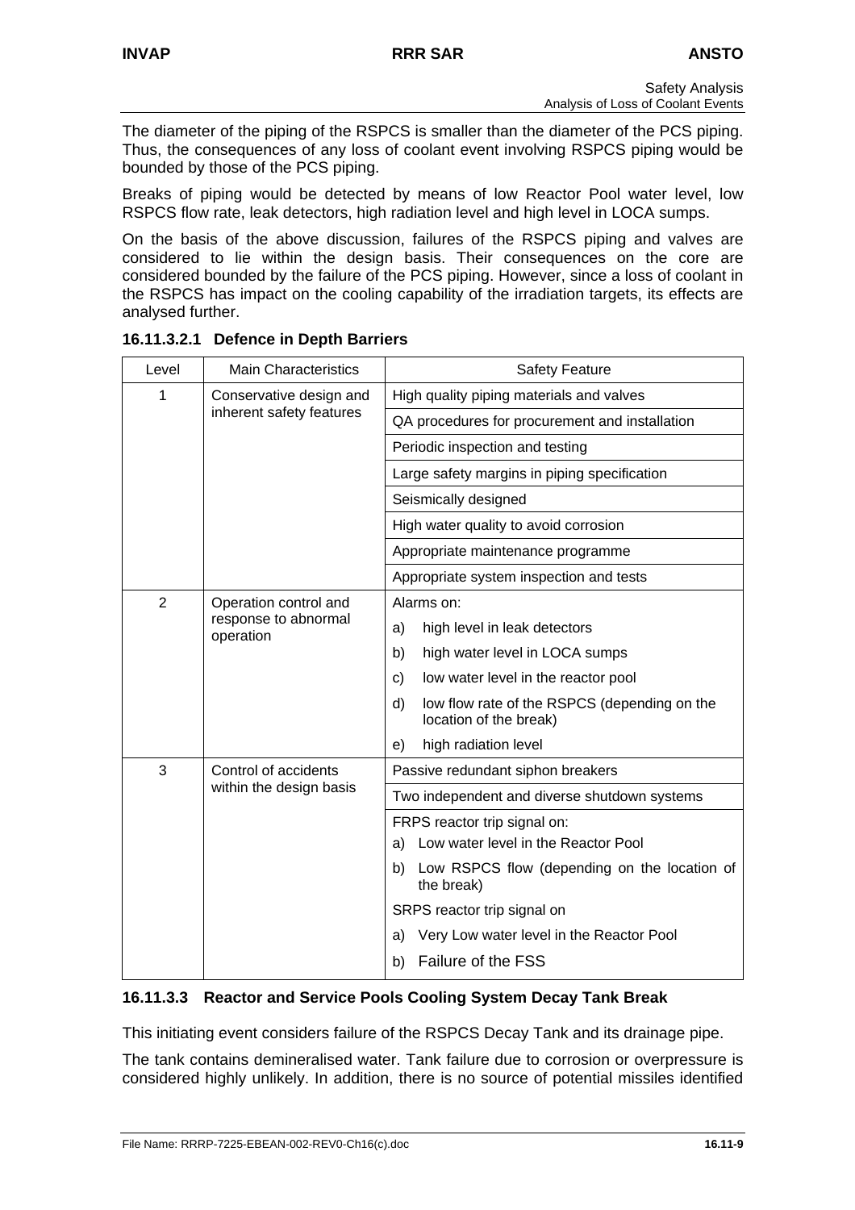The diameter of the piping of the RSPCS is smaller than the diameter of the PCS piping. Thus, the consequences of any loss of coolant event involving RSPCS piping would be bounded by those of the PCS piping.

Breaks of piping would be detected by means of low Reactor Pool water level, low RSPCS flow rate, leak detectors, high radiation level and high level in LOCA sumps.

On the basis of the above discussion, failures of the RSPCS piping and valves are considered to lie within the design basis. Their consequences on the core are considered bounded by the failure of the PCS piping. However, since a loss of coolant in the RSPCS has impact on the cooling capability of the irradiation targets, its effects are analysed further.

#### 16.11.3.2.1 Defence in Depth Barriers

| Level | Main Characteristics | Safety Feature |
|---|---|---|
| 1 | Conservative design and inherent safety features | High quality piping materials and valves |
| | | QA procedures for procurement and installation |
| | | Periodic inspection and testing |
| | | Large safety margins in piping specification |
| | | Seismically designed |
| | | High water quality to avoid corrosion |
| | | Appropriate maintenance programme |
| | | Appropriate system inspection and tests |
| 2 | Operation control and response to abnormal operation | Alarms on:<br>a) high level in leak detectors<br>b) high water level in LOCA sumps<br>c) low water level in the reactor pool<br>d) low flow rate of the RSPCS (depending on the location of the break)<br>e) high radiation level |
| 3 | Control of accidents within the design basis | Passive redundant siphon breakers |
| | | Two independent and diverse shutdown systems |
| | | FRPS reactor trip signal on:<br>a) Low water level in the Reactor Pool<br>b) Low RSPCS flow (depending on the location of the break)<br>SRPS reactor trip signal on<br>a) Very Low water level in the Reactor Pool<br>b) Failure of the FSS |

### 16.11.3.3 Reactor and Service Pools Cooling System Decay Tank Break

This initiating event considers failure of the RSPCS Decay Tank and its drainage pipe.

The tank contains demineralised water. Tank failure due to corrosion or overpressure is considered highly unlikely. In addition, there is no source of potential missiles identified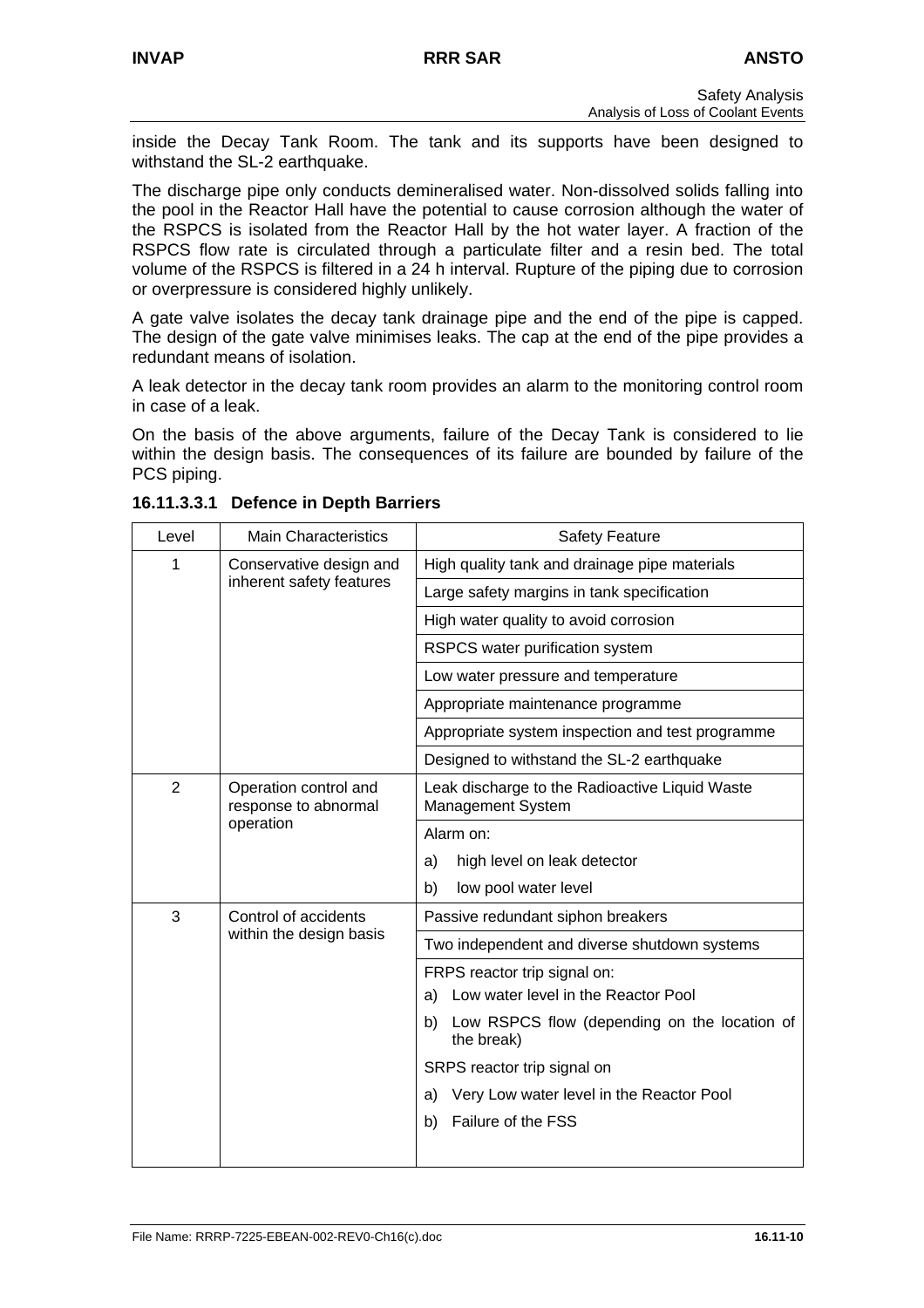inside the Decay Tank Room. The tank and its supports have been designed to withstand the SL-2 earthquake.

The discharge pipe only conducts demineralised water. Non-dissolved solids falling into the pool in the Reactor Hall have the potential to cause corrosion although the water of the RSPCS is isolated from the Reactor Hall by the hot water layer. A fraction of the RSPCS flow rate is circulated through a particulate filter and a resin bed. The total volume of the RSPCS is filtered in a 24 h interval. Rupture of the piping due to corrosion or overpressure is considered highly unlikely.

A gate valve isolates the decay tank drainage pipe and the end of the pipe is capped. The design of the gate valve minimises leaks. The cap at the end of the pipe provides a redundant means of isolation.

A leak detector in the decay tank room provides an alarm to the monitoring control room in case of a leak.

On the basis of the above arguments, failure of the Decay Tank is considered to lie within the design basis. The consequences of its failure are bounded by failure of the PCS piping.

#### 16.11.3.3.1 Defence in Depth Barriers

| Level | Main Characteristics | Safety Feature |
|---|---|---|
| 1 | Conservative design and inherent safety features | High quality tank and drainage pipe materials |
| | | Large safety margins in tank specification |
| | | High water quality to avoid corrosion |
| | | RSPCS water purification system |
| | | Low water pressure and temperature |
| | | Appropriate maintenance programme |
| | | Appropriate system inspection and test programme |
| | | Designed to withstand the SL-2 earthquake |
| 2 | Operation control and response to abnormal operation | Leak discharge to the Radioactive Liquid Waste Management System |
| | | Alarm on:<br>a) high level on leak detector<br>b) low pool water level |
| 3 | Control of accidents within the design basis | Passive redundant siphon breakers |
| | | Two independent and diverse shutdown systems |
| | | FRPS reactor trip signal on:<br>a) Low water level in the Reactor Pool<br>b) Low RSPCS flow (depending on the location of the break)<br>SRPS reactor trip signal on<br>a) Very Low water level in the Reactor Pool<br>b) Failure of the FSS |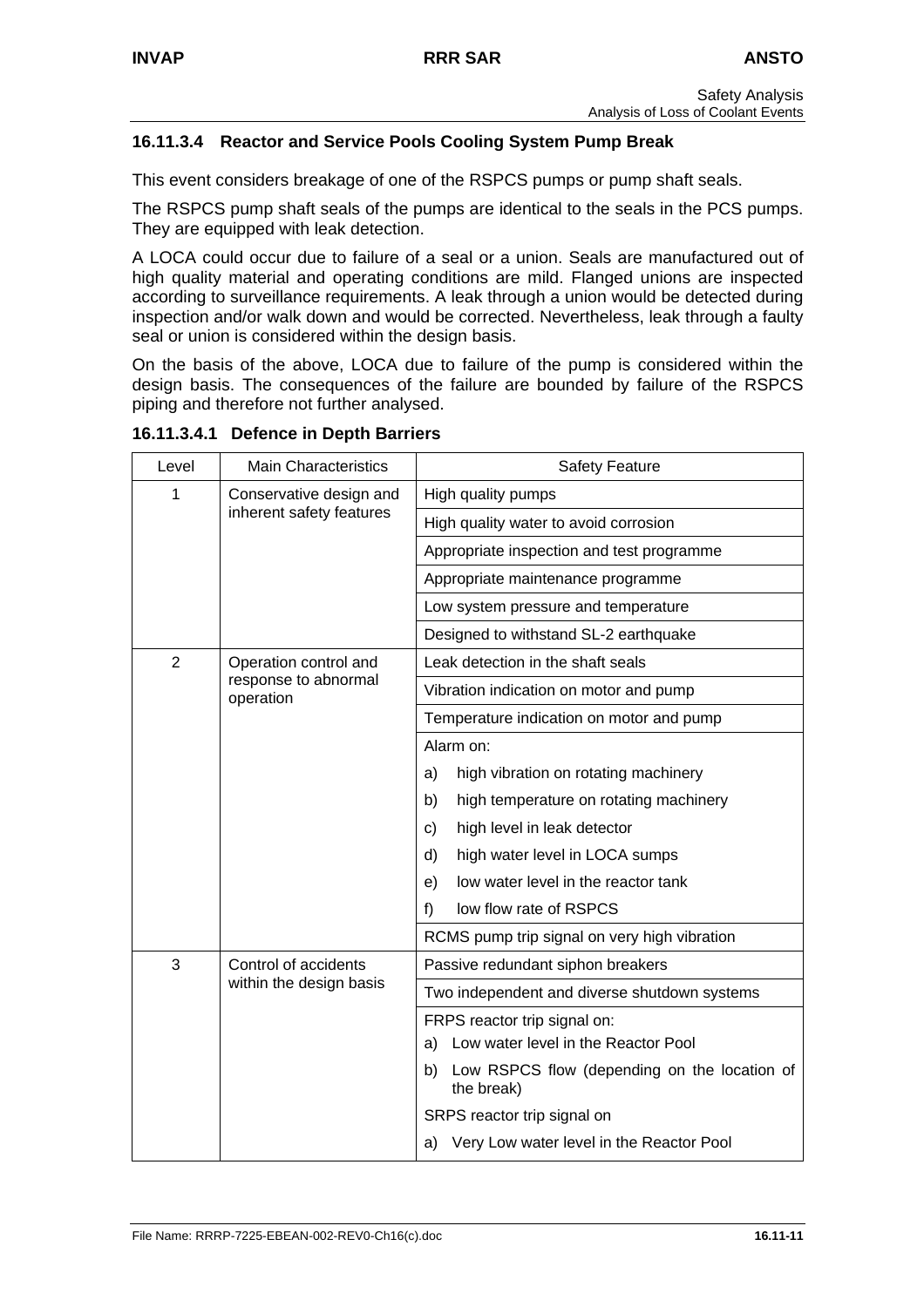### 16.11.3.4 Reactor and Service Pools Cooling System Pump Break

This event considers breakage of one of the RSPCS pumps or pump shaft seals.

The RSPCS pump shaft seals of the pumps are identical to the seals in the PCS pumps. They are equipped with leak detection.

A LOCA could occur due to failure of a seal or a union. Seals are manufactured out of high quality material and operating conditions are mild. Flanged unions are inspected according to surveillance requirements. A leak through a union would be detected during inspection and/or walk down and would be corrected. Nevertheless, leak through a faulty seal or union is considered within the design basis.

On the basis of the above, LOCA due to failure of the pump is considered within the design basis. The consequences of the failure are bounded by failure of the RSPCS piping and therefore not further analysed.

#### 16.11.3.4.1 Defence in Depth Barriers

| Level | Main Characteristics | Safety Feature |
|---|---|---|
| 1 | Conservative design and inherent safety features | High quality pumps |
| | | High quality water to avoid corrosion |
| | | Appropriate inspection and test programme |
| | | Appropriate maintenance programme |
| | | Low system pressure and temperature |
| | | Designed to withstand SL-2 earthquake |
| 2 | Operation control and response to abnormal operation | Leak detection in the shaft seals |
| | | Vibration indication on motor and pump |
| | | Temperature indication on motor and pump |
| | | Alarm on:<br>a) high vibration on rotating machinery<br>b) high temperature on rotating machinery<br>c) high level in leak detector<br>d) high water level in LOCA sumps<br>e) low water level in the reactor tank<br>f) low flow rate of RSPCS |
| | | RCMS pump trip signal on very high vibration |
| 3 | Control of accidents within the design basis | Passive redundant siphon breakers |
| | | Two independent and diverse shutdown systems |
| | | FRPS reactor trip signal on:<br>a) Low water level in the Reactor Pool<br>b) Low RSPCS flow (depending on the location of the break) |
| | | SRPS reactor trip signal on<br>a) Very Low water level in the Reactor Pool |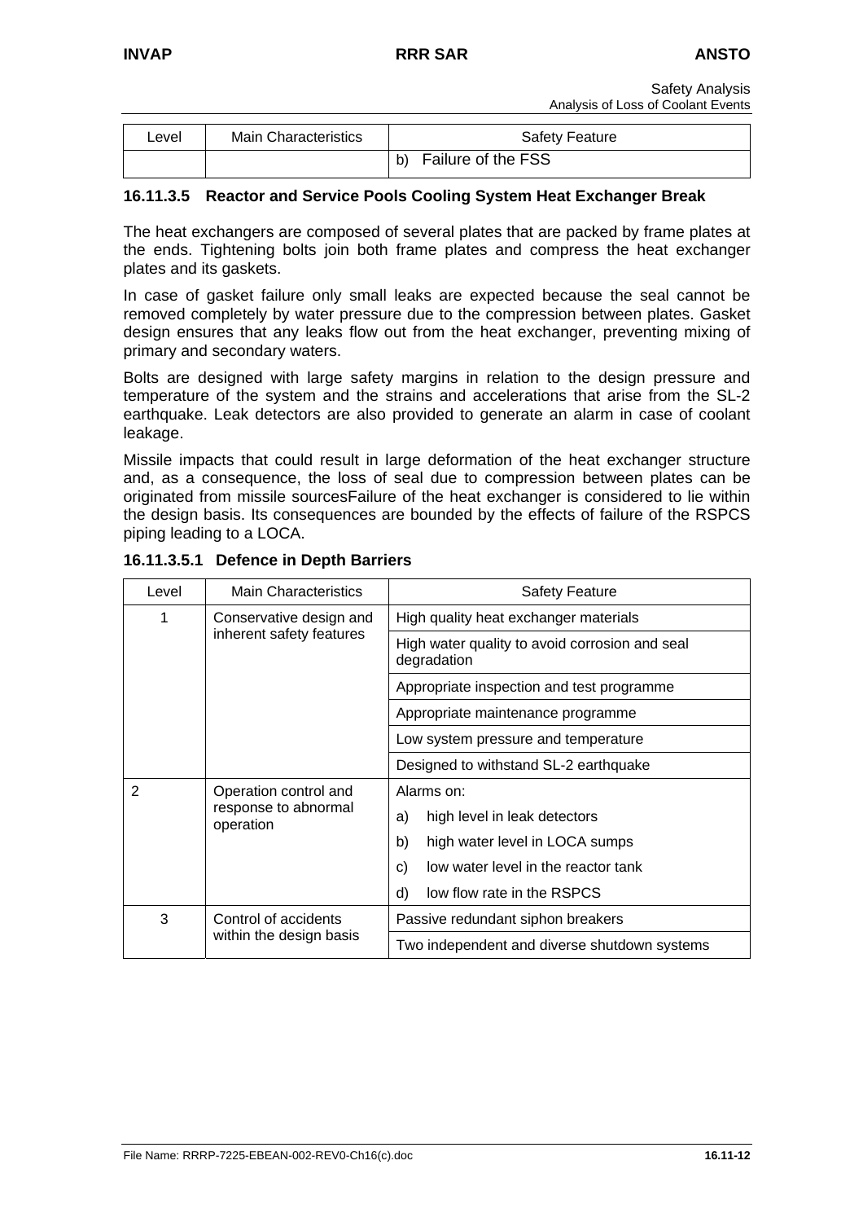| Level | Main Characteristics | Safety Feature |
|---|---|---|
| | | b) Failure of the FSS |

#### 16.11.3.5 Reactor and Service Pools Cooling System Heat Exchanger Break

The heat exchangers are composed of several plates that are packed by frame plates at the ends. Tightening bolts join both frame plates and compress the heat exchanger plates and its gaskets.

In case of gasket failure only small leaks are expected because the seal cannot be removed completely by water pressure due to the compression between plates. Gasket design ensures that any leaks flow out from the heat exchanger, preventing mixing of primary and secondary waters.

Bolts are designed with large safety margins in relation to the design pressure and temperature of the system and the strains and accelerations that arise from the SL-2 earthquake. Leak detectors are also provided to generate an alarm in case of coolant leakage.

Missile impacts that could result in large deformation of the heat exchanger structure and, as a consequence, the loss of seal due to compression between plates can be originated from missile sourcesFailure of the heat exchanger is considered to lie within the design basis. Its consequences are bounded by the effects of failure of the RSPCS piping leading to a LOCA.

##### 16.11.3.5.1 Defence in Depth Barriers

| Level | Main Characteristics | Safety Feature |
|---|---|---|
| 1 | Conservative design and inherent safety features | High quality heat exchanger materials |
| | | High water quality to avoid corrosion and seal degradation |
| | | Appropriate inspection and test programme |
| | | Appropriate maintenance programme |
| | | Low system pressure and temperature |
| | | Designed to withstand SL-2 earthquake |
| 2 | Operation control and response to abnormal operation | Alarms on:<br>a) high level in leak detectors<br>b) high water level in LOCA sumps<br>c) low water level in the reactor tank<br>d) low flow rate in the RSPCS |
| 3 | Control of accidents within the design basis | Passive redundant siphon breakers |
| | | Two independent and diverse shutdown systems |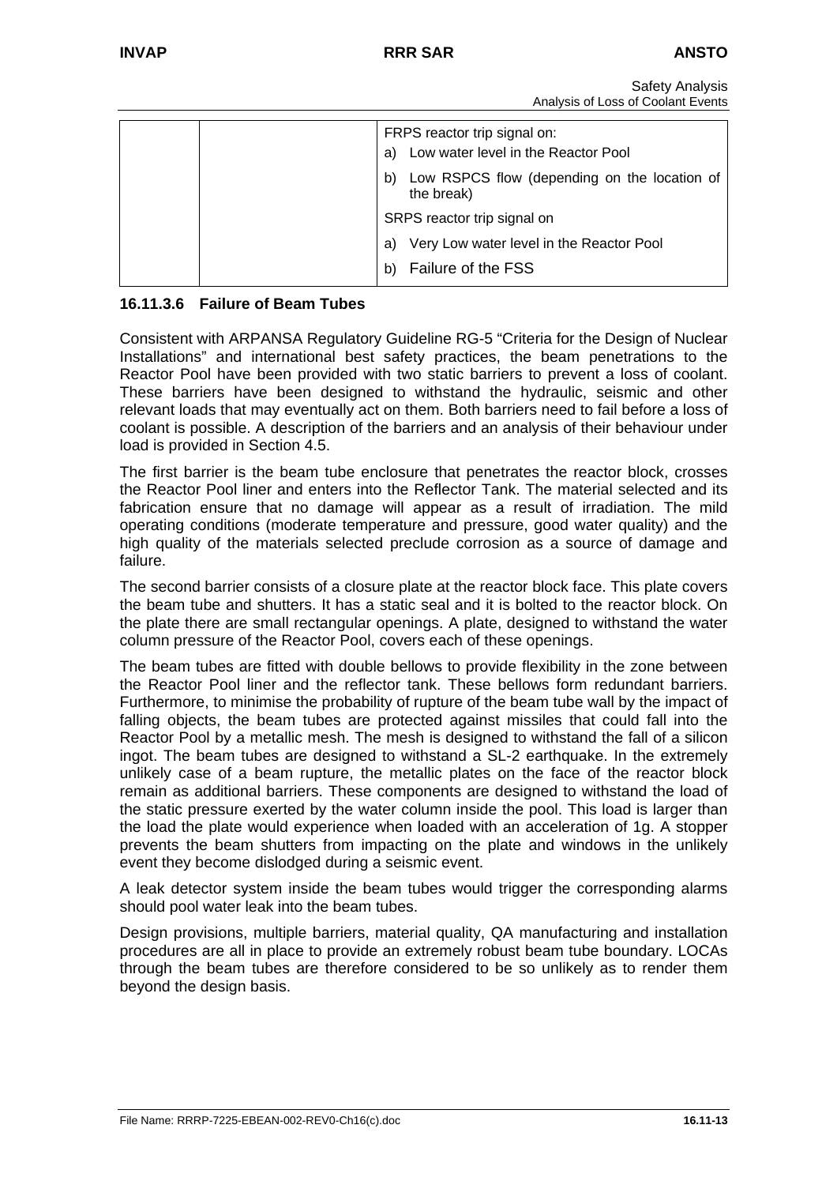| | | FRPS reactor trip signal on:<br>a) Low water level in the Reactor Pool<br>b) Low RSPCS flow (depending on the location of the break)<br>SRPS reactor trip signal on<br>a) Very Low water level in the Reactor Pool<br>b) Failure of the FSS |
|---|---|---|

#### 16.11.3.6 Failure of Beam Tubes

Consistent with ARPANSA Regulatory Guideline RG-5 "Criteria for the Design of Nuclear Installations" and international best safety practices, the beam penetrations to the Reactor Pool have been provided with two static barriers to prevent a loss of coolant. These barriers have been designed to withstand the hydraulic, seismic and other relevant loads that may eventually act on them. Both barriers need to fail before a loss of coolant is possible. A description of the barriers and an analysis of their behaviour under load is provided in Section 4.5.

The first barrier is the beam tube enclosure that penetrates the reactor block, crosses the Reactor Pool liner and enters into the Reflector Tank. The material selected and its fabrication ensure that no damage will appear as a result of irradiation. The mild operating conditions (moderate temperature and pressure, good water quality) and the high quality of the materials selected preclude corrosion as a source of damage and failure.

The second barrier consists of a closure plate at the reactor block face. This plate covers the beam tube and shutters. It has a static seal and it is bolted to the reactor block. On the plate there are small rectangular openings. A plate, designed to withstand the water column pressure of the Reactor Pool, covers each of these openings.

The beam tubes are fitted with double bellows to provide flexibility in the zone between the Reactor Pool liner and the reflector tank. These bellows form redundant barriers. Furthermore, to minimise the probability of rupture of the beam tube wall by the impact of falling objects, the beam tubes are protected against missiles that could fall into the Reactor Pool by a metallic mesh. The mesh is designed to withstand the fall of a silicon ingot. The beam tubes are designed to withstand a SL-2 earthquake. In the extremely unlikely case of a beam rupture, the metallic plates on the face of the reactor block remain as additional barriers. These components are designed to withstand the load of the static pressure exerted by the water column inside the pool. This load is larger than the load the plate would experience when loaded with an acceleration of 1g. A stopper prevents the beam shutters from impacting on the plate and windows in the unlikely event they become dislodged during a seismic event.

A leak detector system inside the beam tubes would trigger the corresponding alarms should pool water leak into the beam tubes.

Design provisions, multiple barriers, material quality, QA manufacturing and installation procedures are all in place to provide an extremely robust beam tube boundary. LOCAs through the beam tubes are therefore considered to be so unlikely as to render them beyond the design basis.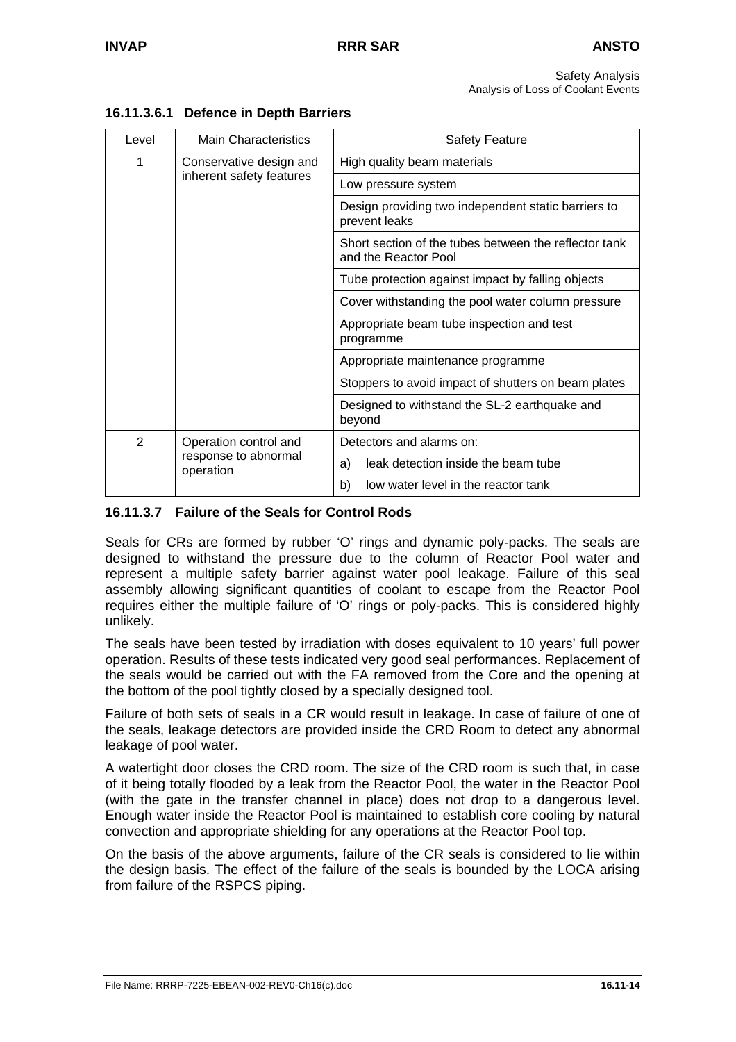#### 16.11.3.6.1 Defence in Depth Barriers

| Level | Main Characteristics | Safety Feature |
|---|---|---|
| 1 | Conservative design and inherent safety features | High quality beam materials |
| | | Low pressure system |
| | | Design providing two independent static barriers to prevent leaks |
| | | Short section of the tubes between the reflector tank and the Reactor Pool |
| | | Tube protection against impact by falling objects |
| | | Cover withstanding the pool water column pressure |
| | | Appropriate beam tube inspection and test programme |
| | | Appropriate maintenance programme |
| | | Stoppers to avoid impact of shutters on beam plates |
| | | Designed to withstand the SL-2 earthquake and beyond |
| 2 | Operation control and response to abnormal operation | Detectors and alarms on: |
| | | a) leak detection inside the beam tube |
| | | b) low water level in the reactor tank |

### 16.11.3.7 Failure of the Seals for Control Rods

Seals for CRs are formed by rubber 'O' rings and dynamic poly-packs. The seals are designed to withstand the pressure due to the column of Reactor Pool water and represent a multiple safety barrier against water pool leakage. Failure of this seal assembly allowing significant quantities of coolant to escape from the Reactor Pool requires either the multiple failure of 'O' rings or poly-packs. This is considered highly unlikely.

The seals have been tested by irradiation with doses equivalent to 10 years' full power operation. Results of these tests indicated very good seal performances. Replacement of the seals would be carried out with the FA removed from the Core and the opening at the bottom of the pool tightly closed by a specially designed tool.

Failure of both sets of seals in a CR would result in leakage. In case of failure of one of the seals, leakage detectors are provided inside the CRD Room to detect any abnormal leakage of pool water.

A watertight door closes the CRD room. The size of the CRD room is such that, in case of it being totally flooded by a leak from the Reactor Pool, the water in the Reactor Pool (with the gate in the transfer channel in place) does not drop to a dangerous level. Enough water inside the Reactor Pool is maintained to establish core cooling by natural convection and appropriate shielding for any operations at the Reactor Pool top.

On the basis of the above arguments, failure of the CR seals is considered to lie within the design basis. The effect of the failure of the seals is bounded by the LOCA arising from failure of the RSPCS piping.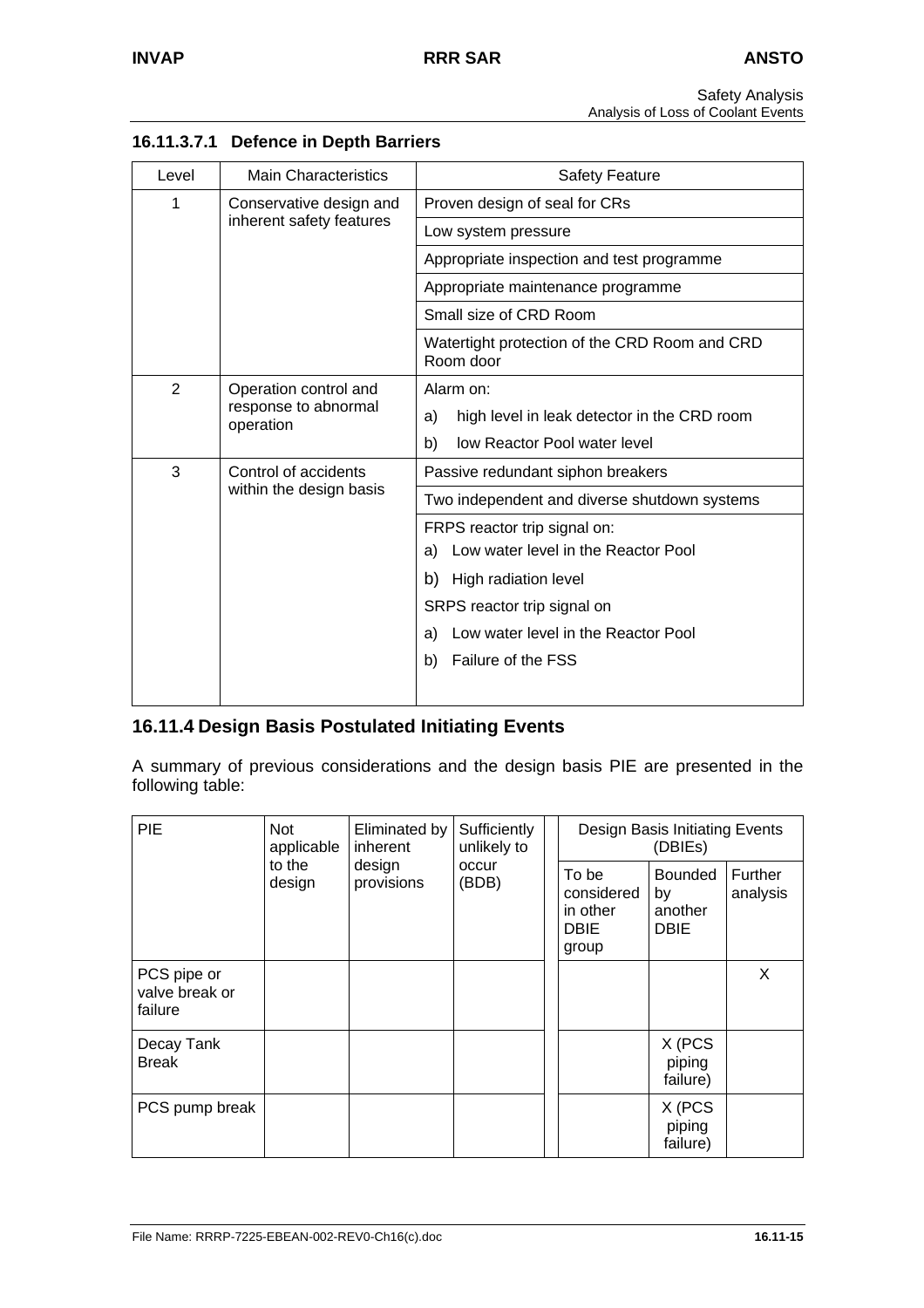#### 16.11.3.7.1 Defence in Depth Barriers

| Level | Main Characteristics | Safety Feature |
|---|---|---|
| 1 | Conservative design and inherent safety features | Proven design of seal for CRs |
| | | Low system pressure |
| | | Appropriate inspection and test programme |
| | | Appropriate maintenance programme |
| | | Small size of CRD Room |
| | | Watertight protection of the CRD Room and CRD Room door |
| 2 | Operation control and response to abnormal operation | Alarm on:<br>a) high level in leak detector in the CRD room<br>b) low Reactor Pool water level |
| 3 | Control of accidents within the design basis | Passive redundant siphon breakers |
| | | Two independent and diverse shutdown systems |
| | | FRPS reactor trip signal on:<br>a) Low water level in the Reactor Pool<br>b) High radiation level<br>SRPS reactor trip signal on<br>a) Low water level in the Reactor Pool<br>b) Failure of the FSS |

## 16.11.4 Design Basis Postulated Initiating Events

A summary of previous considerations and the design basis PIE are presented in the following table:

| PIE | Not applicable to the design | Eliminated by inherent design provisions | Sufficiently unlikely to occur (BDB) | Design Basis Initiating Events (DBIEs) | | |
|---|---|---|---|---|---|---|
| | | | | To be considered in other DBIE group | Bounded by another DBIE | Further analysis |
| PCS pipe or valve break or failure | | | | | | X |
| Decay Tank Break | | | | | X (PCS piping failure) | |
| PCS pump break | | | | | X (PCS piping failure) | |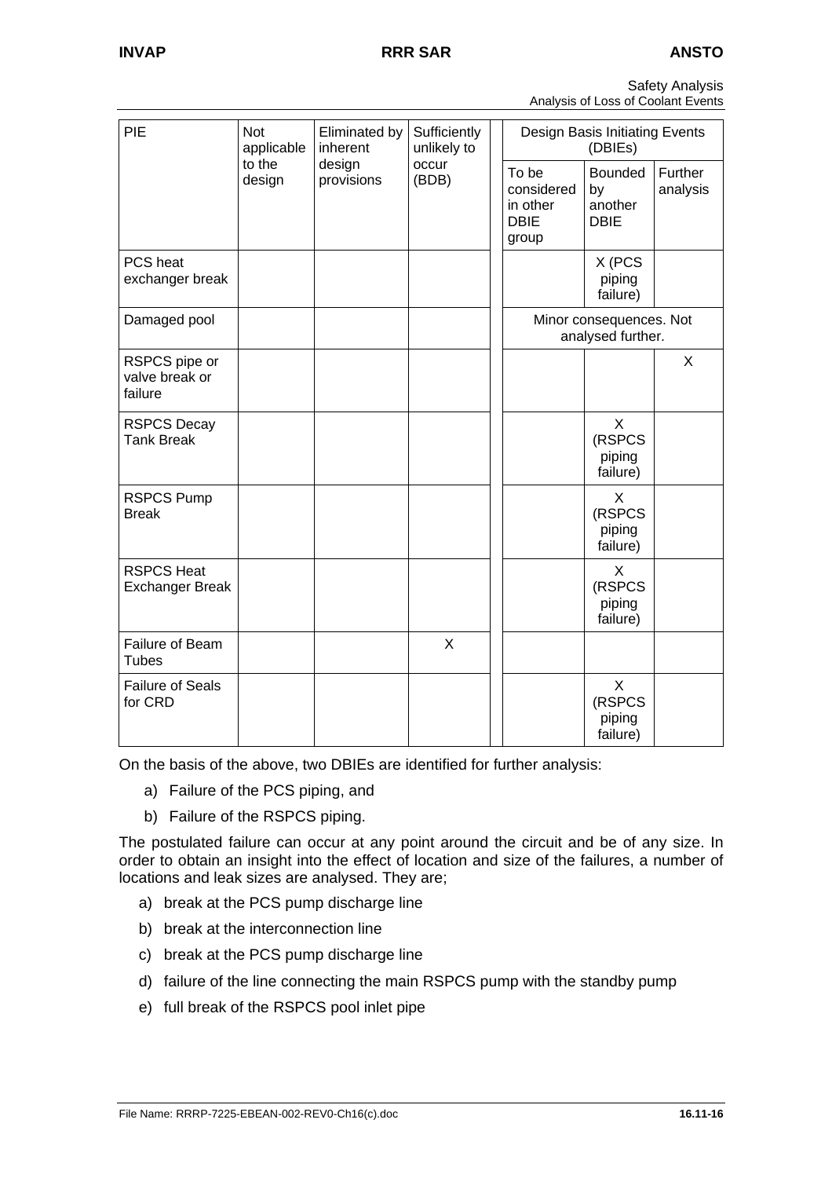| PIE | Not applicable to the design | Eliminated by inherent design provisions | Sufficiently unlikely to occur (BDB) | Design Basis Initiating Events (DBIEs) | | |
|---|---|---|---|---|---|---|
| | | | | To be considered in other DBIE group | Bounded by another DBIE | Further analysis |
| PCS heat exchanger break | | | | | X (PCS piping failure) | |
| Damaged pool | | | | Minor consequences. Not analysed further. | | |
| RSPCS pipe or valve break or failure | | | | | | X |
| RSPCS Decay Tank Break | | | | | X (RSPCS piping failure) | |
| RSPCS Pump Break | | | | | X (RSPCS piping failure) | |
| RSPCS Heat Exchanger Break | | | | | X (RSPCS piping failure) | |
| Failure of Beam Tubes | | | X | | | |
| Failure of Seals for CRD | | | | | X (RSPCS piping failure) | |

On the basis of the above, two DBIEs are identified for further analysis:

a) Failure of the PCS piping, and

b) Failure of the RSPCS piping.

The postulated failure can occur at any point around the circuit and be of any size. In order to obtain an insight into the effect of location and size of the failures, a number of locations and leak sizes are analysed. They are;

a) break at the PCS pump discharge line

b) break at the interconnection line

c) break at the PCS pump discharge line

d) failure of the line connecting the main RSPCS pump with the standby pump

e) full break of the RSPCS pool inlet pipe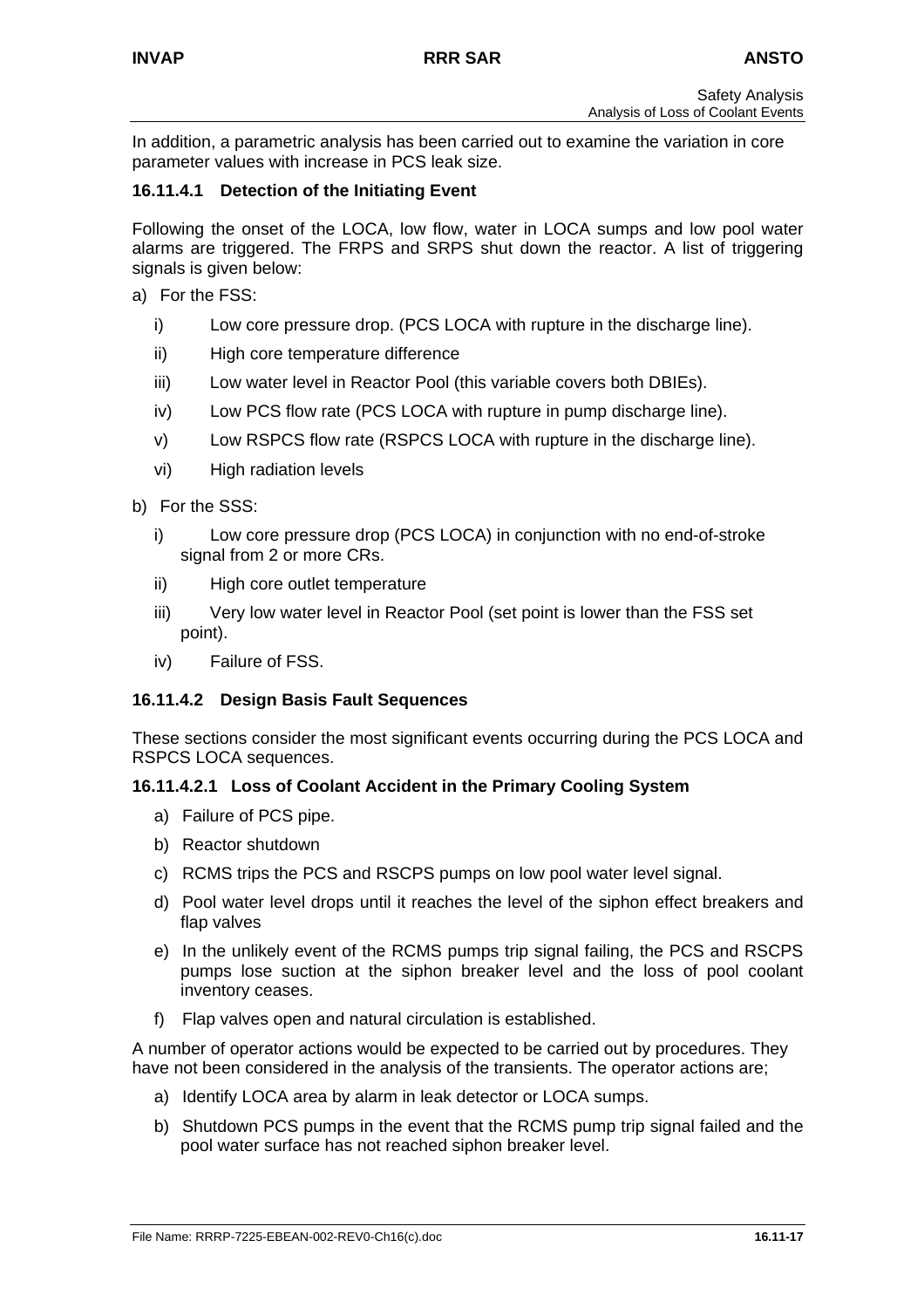In addition, a parametric analysis has been carried out to examine the variation in core parameter values with increase in PCS leak size.

#### 16.11.4.1 Detection of the Initiating Event

Following the onset of the LOCA, low flow, water in LOCA sumps and low pool water alarms are triggered. The FRPS and SRPS shut down the reactor. A list of triggering signals is given below:

a) For the FSS:

   i) Low core pressure drop. (PCS LOCA with rupture in the discharge line).

   ii) High core temperature difference

   iii) Low water level in Reactor Pool (this variable covers both DBIEs).

   iv) Low PCS flow rate (PCS LOCA with rupture in pump discharge line).

   v) Low RSPCS flow rate (RSPCS LOCA with rupture in the discharge line).

   vi) High radiation levels

b) For the SSS:

   i) Low core pressure drop (PCS LOCA) in conjunction with no end-of-stroke signal from 2 or more CRs.

   ii) High core outlet temperature

   iii) Very low water level in Reactor Pool (set point is lower than the FSS set point).

   iv) Failure of FSS.

#### 16.11.4.2 Design Basis Fault Sequences

These sections consider the most significant events occurring during the PCS LOCA and RSPCS LOCA sequences.

##### 16.11.4.2.1 Loss of Coolant Accident in the Primary Cooling System

a) Failure of PCS pipe.
b) Reactor shutdown
c) RCMS trips the PCS and RSCPS pumps on low pool water level signal.
d) Pool water level drops until it reaches the level of the siphon effect breakers and flap valves
e) In the unlikely event of the RCMS pumps trip signal failing, the PCS and RSCPS pumps lose suction at the siphon breaker level and the loss of pool coolant inventory ceases.
f) Flap valves open and natural circulation is established.

A number of operator actions would be expected to be carried out by procedures. They have not been considered in the analysis of the transients. The operator actions are;

a) Identify LOCA area by alarm in leak detector or LOCA sumps.
b) Shutdown PCS pumps in the event that the RCMS pump trip signal failed and the pool water surface has not reached siphon breaker level.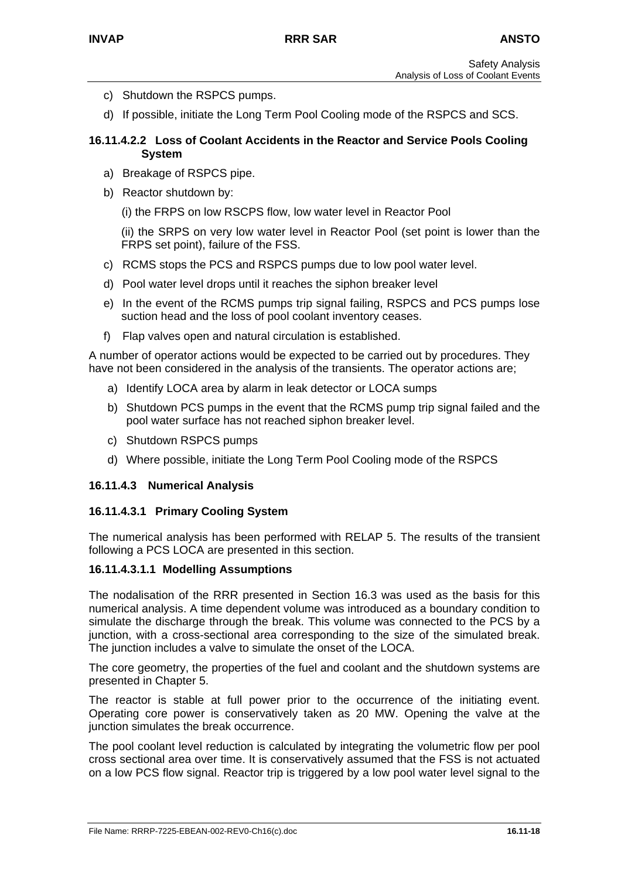c) Shutdown the RSPCS pumps.

d) If possible, initiate the Long Term Pool Cooling mode of the RSPCS and SCS.

#### 16.11.4.2.2 Loss of Coolant Accidents in the Reactor and Service Pools Cooling System

a) Breakage of RSPCS pipe.

b) Reactor shutdown by:

(i) the FRPS on low RSCPS flow, low water level in Reactor Pool

(ii) the SRPS on very low water level in Reactor Pool (set point is lower than the FRPS set point), failure of the FSS.

c) RCMS stops the PCS and RSPCS pumps due to low pool water level.

d) Pool water level drops until it reaches the siphon breaker level

e) In the event of the RCMS pumps trip signal failing, RSPCS and PCS pumps lose suction head and the loss of pool coolant inventory ceases.

f) Flap valves open and natural circulation is established.

A number of operator actions would be expected to be carried out by procedures. They have not been considered in the analysis of the transients. The operator actions are;

a) Identify LOCA area by alarm in leak detector or LOCA sumps

b) Shutdown PCS pumps in the event that the RCMS pump trip signal failed and the pool water surface has not reached siphon breaker level.

c) Shutdown RSPCS pumps

d) Where possible, initiate the Long Term Pool Cooling mode of the RSPCS

### 16.11.4.3 Numerical Analysis

#### 16.11.4.3.1 Primary Cooling System

The numerical analysis has been performed with RELAP 5. The results of the transient following a PCS LOCA are presented in this section.

##### 16.11.4.3.1.1 Modelling Assumptions

The nodalisation of the RRR presented in Section 16.3 was used as the basis for this numerical analysis. A time dependent volume was introduced as a boundary condition to simulate the discharge through the break. This volume was connected to the PCS by a junction, with a cross-sectional area corresponding to the size of the simulated break. The junction includes a valve to simulate the onset of the LOCA.

The core geometry, the properties of the fuel and coolant and the shutdown systems are presented in Chapter 5.

The reactor is stable at full power prior to the occurrence of the initiating event. Operating core power is conservatively taken as 20 MW. Opening the valve at the junction simulates the break occurrence.

The pool coolant level reduction is calculated by integrating the volumetric flow per pool cross sectional area over time. It is conservatively assumed that the FSS is not actuated on a low PCS flow signal. Reactor trip is triggered by a low pool water level signal to the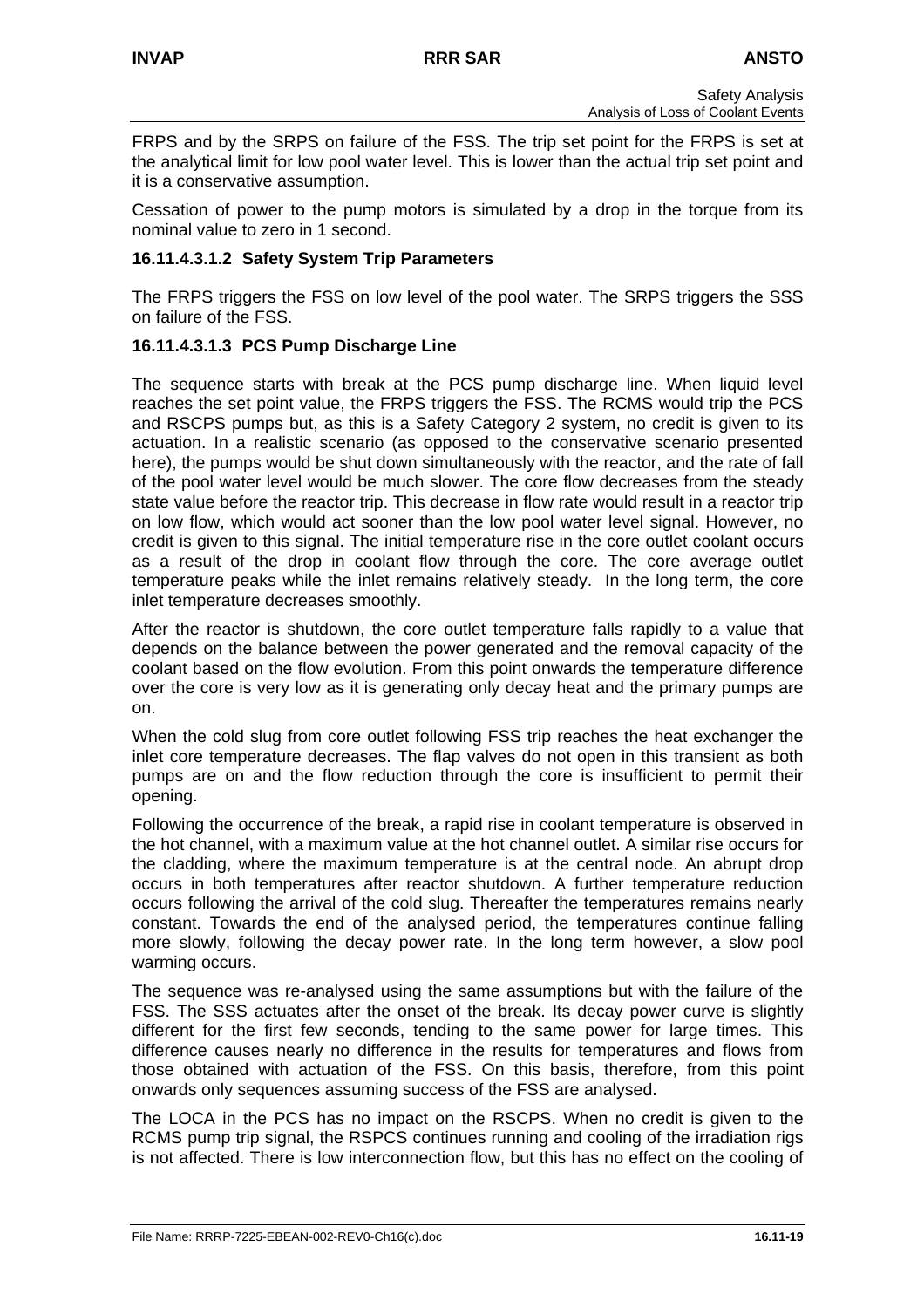FRPS and by the SRPS on failure of the FSS. The trip set point for the FRPS is set at the analytical limit for low pool water level. This is lower than the actual trip set point and it is a conservative assumption.

Cessation of power to the pump motors is simulated by a drop in the torque from its nominal value to zero in 1 second.

#### 16.11.4.3.1.2 Safety System Trip Parameters

The FRPS triggers the FSS on low level of the pool water. The SRPS triggers the SSS on failure of the FSS.

#### 16.11.4.3.1.3 PCS Pump Discharge Line

The sequence starts with break at the PCS pump discharge line. When liquid level reaches the set point value, the FRPS triggers the FSS. The RCMS would trip the PCS and RSCPS pumps but, as this is a Safety Category 2 system, no credit is given to its actuation. In a realistic scenario (as opposed to the conservative scenario presented here), the pumps would be shut down simultaneously with the reactor, and the rate of fall of the pool water level would be much slower. The core flow decreases from the steady state value before the reactor trip. This decrease in flow rate would result in a reactor trip on low flow, which would act sooner than the low pool water level signal. However, no credit is given to this signal. The initial temperature rise in the core outlet coolant occurs as a result of the drop in coolant flow through the core. The core average outlet temperature peaks while the inlet remains relatively steady. In the long term, the core inlet temperature decreases smoothly.

After the reactor is shutdown, the core outlet temperature falls rapidly to a value that depends on the balance between the power generated and the removal capacity of the coolant based on the flow evolution. From this point onwards the temperature difference over the core is very low as it is generating only decay heat and the primary pumps are on.

When the cold slug from core outlet following FSS trip reaches the heat exchanger the inlet core temperature decreases. The flap valves do not open in this transient as both pumps are on and the flow reduction through the core is insufficient to permit their opening.

Following the occurrence of the break, a rapid rise in coolant temperature is observed in the hot channel, with a maximum value at the hot channel outlet. A similar rise occurs for the cladding, where the maximum temperature is at the central node. An abrupt drop occurs in both temperatures after reactor shutdown. A further temperature reduction occurs following the arrival of the cold slug. Thereafter the temperatures remains nearly constant. Towards the end of the analysed period, the temperatures continue falling more slowly, following the decay power rate. In the long term however, a slow pool warming occurs.

The sequence was re-analysed using the same assumptions but with the failure of the FSS. The SSS actuates after the onset of the break. Its decay power curve is slightly different for the first few seconds, tending to the same power for large times. This difference causes nearly no difference in the results for temperatures and flows from those obtained with actuation of the FSS. On this basis, therefore, from this point onwards only sequences assuming success of the FSS are analysed.

The LOCA in the PCS has no impact on the RSCPS. When no credit is given to the RCMS pump trip signal, the RSPCS continues running and cooling of the irradiation rigs is not affected. There is low interconnection flow, but this has no effect on the cooling of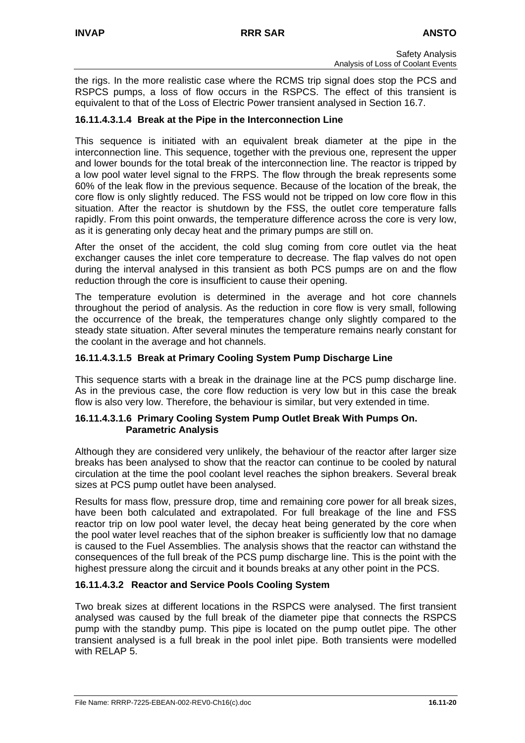the rigs. In the more realistic case where the RCMS trip signal does stop the PCS and RSPCS pumps, a loss of flow occurs in the RSPCS. The effect of this transient is equivalent to that of the Loss of Electric Power transient analysed in Section 16.7.

#### 16.11.4.3.1.4 Break at the Pipe in the Interconnection Line

This sequence is initiated with an equivalent break diameter at the pipe in the interconnection line. This sequence, together with the previous one, represent the upper and lower bounds for the total break of the interconnection line. The reactor is tripped by a low pool water level signal to the FRPS. The flow through the break represents some 60% of the leak flow in the previous sequence. Because of the location of the break, the core flow is only slightly reduced. The FSS would not be tripped on low core flow in this situation. After the reactor is shutdown by the FSS, the outlet core temperature falls rapidly. From this point onwards, the temperature difference across the core is very low, as it is generating only decay heat and the primary pumps are still on.

After the onset of the accident, the cold slug coming from core outlet via the heat exchanger causes the inlet core temperature to decrease. The flap valves do not open during the interval analysed in this transient as both PCS pumps are on and the flow reduction through the core is insufficient to cause their opening.

The temperature evolution is determined in the average and hot core channels throughout the period of analysis. As the reduction in core flow is very small, following the occurrence of the break, the temperatures change only slightly compared to the steady state situation. After several minutes the temperature remains nearly constant for the coolant in the average and hot channels.

#### 16.11.4.3.1.5 Break at Primary Cooling System Pump Discharge Line

This sequence starts with a break in the drainage line at the PCS pump discharge line. As in the previous case, the core flow reduction is very low but in this case the break flow is also very low. Therefore, the behaviour is similar, but very extended in time.

#### 16.11.4.3.1.6 Primary Cooling System Pump Outlet Break With Pumps On. Parametric Analysis

Although they are considered very unlikely, the behaviour of the reactor after larger size breaks has been analysed to show that the reactor can continue to be cooled by natural circulation at the time the pool coolant level reaches the siphon breakers. Several break sizes at PCS pump outlet have been analysed.

Results for mass flow, pressure drop, time and remaining core power for all break sizes, have been both calculated and extrapolated. For full breakage of the line and FSS reactor trip on low pool water level, the decay heat being generated by the core when the pool water level reaches that of the siphon breaker is sufficiently low that no damage is caused to the Fuel Assemblies. The analysis shows that the reactor can withstand the consequences of the full break of the PCS pump discharge line. This is the point with the highest pressure along the circuit and it bounds breaks at any other point in the PCS.

#### 16.11.4.3.2 Reactor and Service Pools Cooling System

Two break sizes at different locations in the RSPCS were analysed. The first transient analysed was caused by the full break of the diameter pipe that connects the RSPCS pump with the standby pump. This pipe is located on the pump outlet pipe. The other transient analysed is a full break in the pool inlet pipe. Both transients were modelled with RELAP 5.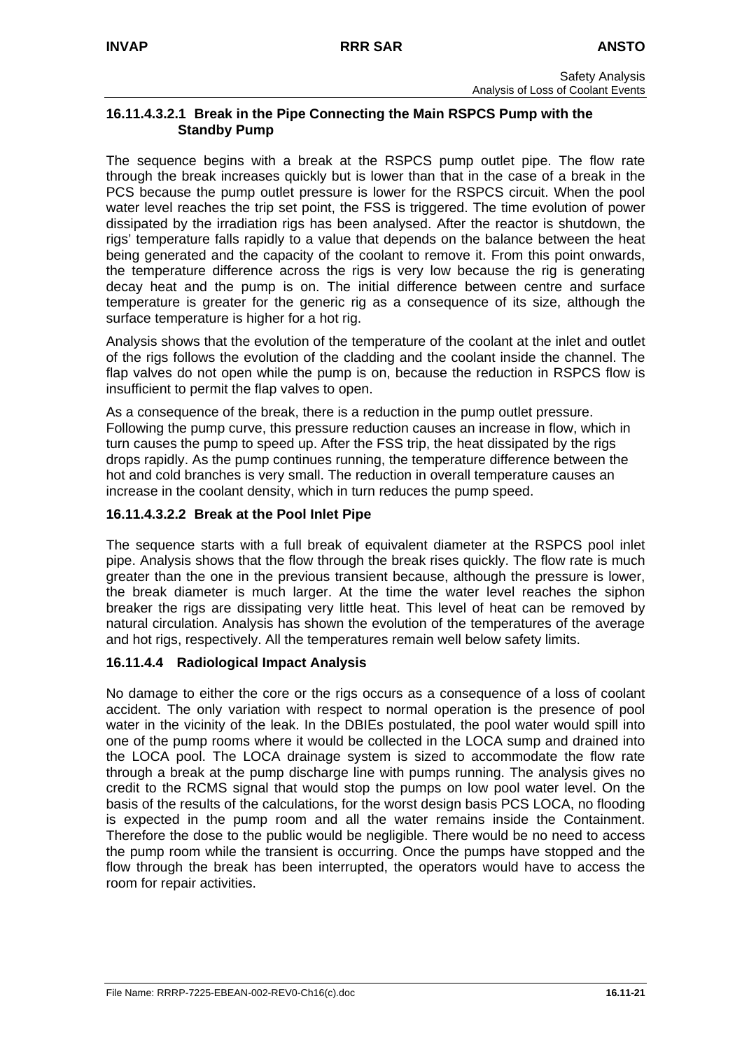#### 16.11.4.3.2.1 Break in the Pipe Connecting the Main RSPCS Pump with the Standby Pump

The sequence begins with a break at the RSPCS pump outlet pipe. The flow rate through the break increases quickly but is lower than that in the case of a break in the PCS because the pump outlet pressure is lower for the RSPCS circuit. When the pool water level reaches the trip set point, the FSS is triggered. The time evolution of power dissipated by the irradiation rigs has been analysed. After the reactor is shutdown, the rigs' temperature falls rapidly to a value that depends on the balance between the heat being generated and the capacity of the coolant to remove it. From this point onwards, the temperature difference across the rigs is very low because the rig is generating decay heat and the pump is on. The initial difference between centre and surface temperature is greater for the generic rig as a consequence of its size, although the surface temperature is higher for a hot rig.

Analysis shows that the evolution of the temperature of the coolant at the inlet and outlet of the rigs follows the evolution of the cladding and the coolant inside the channel. The flap valves do not open while the pump is on, because the reduction in RSPCS flow is insufficient to permit the flap valves to open.

As a consequence of the break, there is a reduction in the pump outlet pressure. Following the pump curve, this pressure reduction causes an increase in flow, which in turn causes the pump to speed up. After the FSS trip, the heat dissipated by the rigs drops rapidly. As the pump continues running, the temperature difference between the hot and cold branches is very small. The reduction in overall temperature causes an increase in the coolant density, which in turn reduces the pump speed.

#### 16.11.4.3.2.2 Break at the Pool Inlet Pipe

The sequence starts with a full break of equivalent diameter at the RSPCS pool inlet pipe. Analysis shows that the flow through the break rises quickly. The flow rate is much greater than the one in the previous transient because, although the pressure is lower, the break diameter is much larger. At the time the water level reaches the siphon breaker the rigs are dissipating very little heat. This level of heat can be removed by natural circulation. Analysis has shown the evolution of the temperatures of the average and hot rigs, respectively. All the temperatures remain well below safety limits.

### 16.11.4.4 Radiological Impact Analysis

No damage to either the core or the rigs occurs as a consequence of a loss of coolant accident. The only variation with respect to normal operation is the presence of pool water in the vicinity of the leak. In the DBIEs postulated, the pool water would spill into one of the pump rooms where it would be collected in the LOCA sump and drained into the LOCA pool. The LOCA drainage system is sized to accommodate the flow rate through a break at the pump discharge line with pumps running. The analysis gives no credit to the RCMS signal that would stop the pumps on low pool water level. On the basis of the results of the calculations, for the worst design basis PCS LOCA, no flooding is expected in the pump room and all the water remains inside the Containment. Therefore the dose to the public would be negligible. There would be no need to access the pump room while the transient is occurring. Once the pumps have stopped and the flow through the break has been interrupted, the operators would have to access the room for repair activities.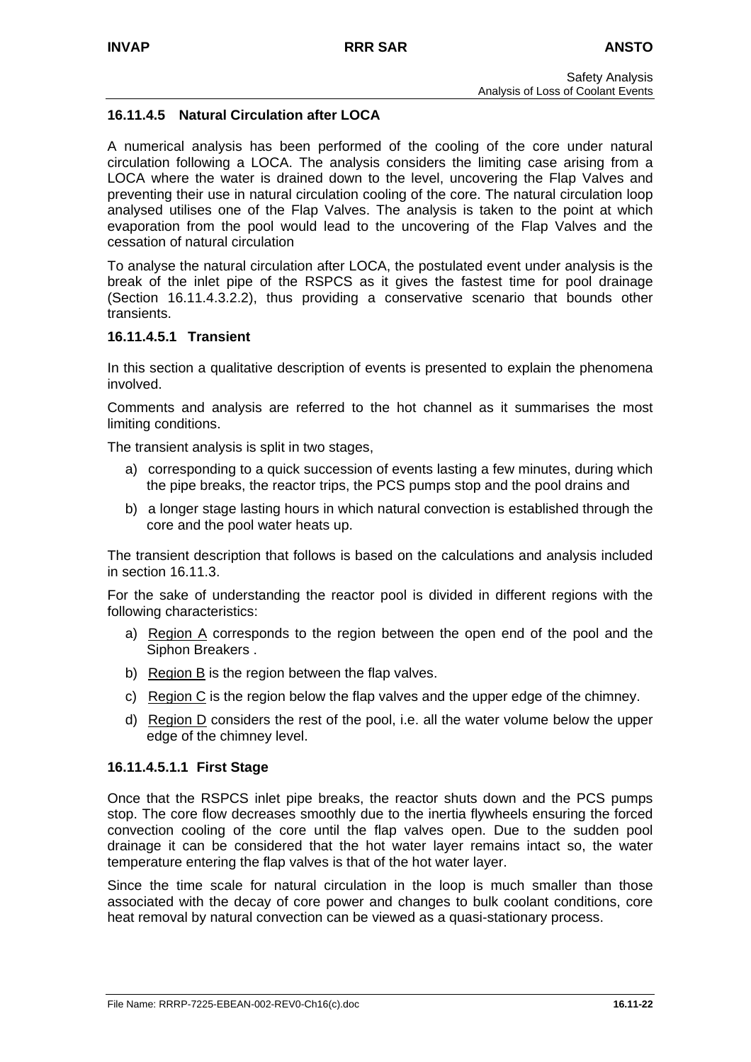### 16.11.4.5 Natural Circulation after LOCA

A numerical analysis has been performed of the cooling of the core under natural circulation following a LOCA. The analysis considers the limiting case arising from a LOCA where the water is drained down to the level, uncovering the Flap Valves and preventing their use in natural circulation cooling of the core. The natural circulation loop analysed utilises one of the Flap Valves. The analysis is taken to the point at which evaporation from the pool would lead to the uncovering of the Flap Valves and the cessation of natural circulation

To analyse the natural circulation after LOCA, the postulated event under analysis is the break of the inlet pipe of the RSPCS as it gives the fastest time for pool drainage (Section 16.11.4.3.2.2), thus providing a conservative scenario that bounds other transients.

#### 16.11.4.5.1 Transient

In this section a qualitative description of events is presented to explain the phenomena involved.

Comments and analysis are referred to the hot channel as it summarises the most limiting conditions.

The transient analysis is split in two stages,

a) corresponding to a quick succession of events lasting a few minutes, during which the pipe breaks, the reactor trips, the PCS pumps stop and the pool drains and
b) a longer stage lasting hours in which natural convection is established through the core and the pool water heats up.

The transient description that follows is based on the calculations and analysis included in section 16.11.3.

For the sake of understanding the reactor pool is divided in different regions with the following characteristics:

a) Region A corresponds to the region between the open end of the pool and the Siphon Breakers .
b) Region B is the region between the flap valves.
c) Region C is the region below the flap valves and the upper edge of the chimney.
d) Region D considers the rest of the pool, i.e. all the water volume below the upper edge of the chimney level.

##### 16.11.4.5.1.1 First Stage

Once that the RSPCS inlet pipe breaks, the reactor shuts down and the PCS pumps stop. The core flow decreases smoothly due to the inertia flywheels ensuring the forced convection cooling of the core until the flap valves open. Due to the sudden pool drainage it can be considered that the hot water layer remains intact so, the water temperature entering the flap valves is that of the hot water layer.

Since the time scale for natural circulation in the loop is much smaller than those associated with the decay of core power and changes to bulk coolant conditions, core heat removal by natural convection can be viewed as a quasi-stationary process.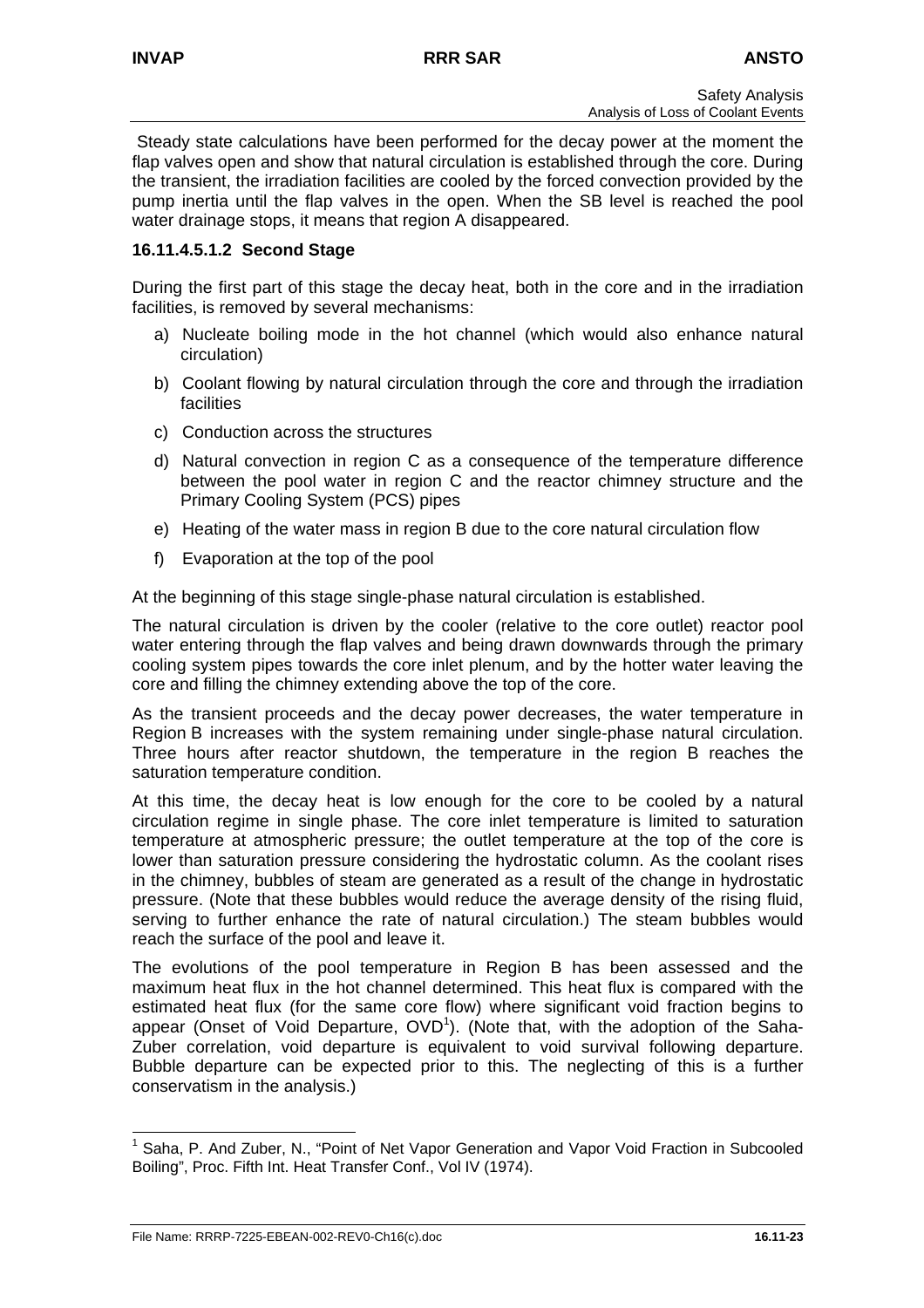Steady state calculations have been performed for the decay power at the moment the flap valves open and show that natural circulation is established through the core. During the transient, the irradiation facilities are cooled by the forced convection provided by the pump inertia until the flap valves in the open. When the SB level is reached the pool water drainage stops, it means that region A disappeared.

#### 16.11.4.5.1.2 Second Stage

During the first part of this stage the decay heat, both in the core and in the irradiation facilities, is removed by several mechanisms:

a) Nucleate boiling mode in the hot channel (which would also enhance natural circulation)

b) Coolant flowing by natural circulation through the core and through the irradiation facilities

c) Conduction across the structures

d) Natural convection in region C as a consequence of the temperature difference between the pool water in region C and the reactor chimney structure and the Primary Cooling System (PCS) pipes

e) Heating of the water mass in region B due to the core natural circulation flow

f) Evaporation at the top of the pool

At the beginning of this stage single-phase natural circulation is established.

The natural circulation is driven by the cooler (relative to the core outlet) reactor pool water entering through the flap valves and being drawn downwards through the primary cooling system pipes towards the core inlet plenum, and by the hotter water leaving the core and filling the chimney extending above the top of the core.

As the transient proceeds and the decay power decreases, the water temperature in Region B increases with the system remaining under single-phase natural circulation. Three hours after reactor shutdown, the temperature in the region B reaches the saturation temperature condition.

At this time, the decay heat is low enough for the core to be cooled by a natural circulation regime in single phase. The core inlet temperature is limited to saturation temperature at atmospheric pressure; the outlet temperature at the top of the core is lower than saturation pressure considering the hydrostatic column. As the coolant rises in the chimney, bubbles of steam are generated as a result of the change in hydrostatic pressure. (Note that these bubbles would reduce the average density of the rising fluid, serving to further enhance the rate of natural circulation.) The steam bubbles would reach the surface of the pool and leave it.

The evolutions of the pool temperature in Region B has been assessed and the maximum heat flux in the hot channel determined. This heat flux is compared with the estimated heat flux (for the same core flow) where significant void fraction begins to appear (Onset of Void Departure, OVD[1]). (Note that, with the adoption of the Saha-Zuber correlation, void departure is equivalent to void survival following departure. Bubble departure can be expected prior to this. The neglecting of this is a further conservatism in the analysis.)

---

[1] Saha, P. And Zuber, N., "Point of Net Vapor Generation and Vapor Void Fraction in Subcooled Boiling", Proc. Fifth Int. Heat Transfer Conf., Vol IV (1974).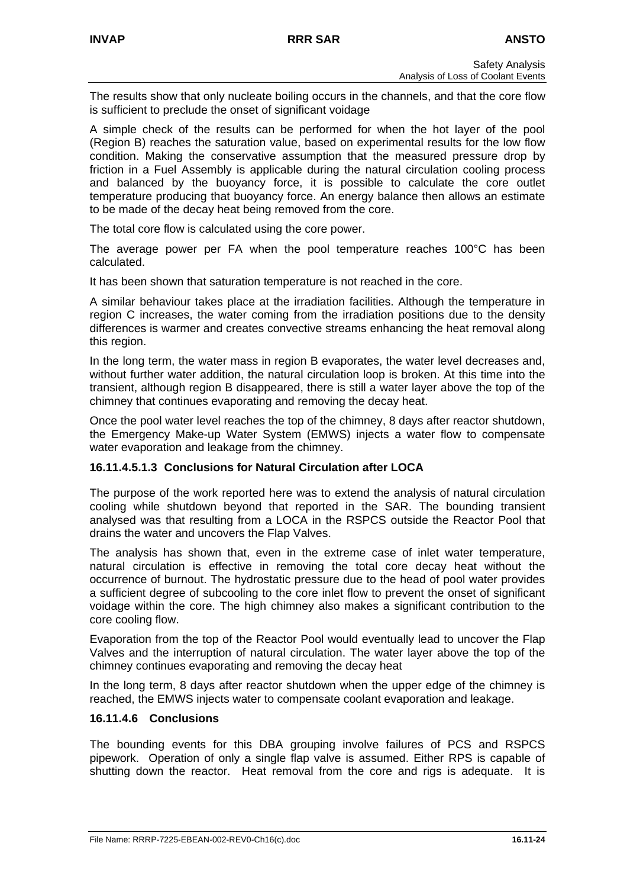The results show that only nucleate boiling occurs in the channels, and that the core flow is sufficient to preclude the onset of significant voidage

A simple check of the results can be performed for when the hot layer of the pool (Region B) reaches the saturation value, based on experimental results for the low flow condition. Making the conservative assumption that the measured pressure drop by friction in a Fuel Assembly is applicable during the natural circulation cooling process and balanced by the buoyancy force, it is possible to calculate the core outlet temperature producing that buoyancy force. An energy balance then allows an estimate to be made of the decay heat being removed from the core.

The total core flow is calculated using the core power.

The average power per FA when the pool temperature reaches 100°C has been calculated.

It has been shown that saturation temperature is not reached in the core.

A similar behaviour takes place at the irradiation facilities. Although the temperature in region C increases, the water coming from the irradiation positions due to the density differences is warmer and creates convective streams enhancing the heat removal along this region.

In the long term, the water mass in region B evaporates, the water level decreases and, without further water addition, the natural circulation loop is broken. At this time into the transient, although region B disappeared, there is still a water layer above the top of the chimney that continues evaporating and removing the decay heat.

Once the pool water level reaches the top of the chimney, 8 days after reactor shutdown, the Emergency Make-up Water System (EMWS) injects a water flow to compensate water evaporation and leakage from the chimney.

#### 16.11.4.5.1.3 Conclusions for Natural Circulation after LOCA

The purpose of the work reported here was to extend the analysis of natural circulation cooling while shutdown beyond that reported in the SAR. The bounding transient analysed was that resulting from a LOCA in the RSPCS outside the Reactor Pool that drains the water and uncovers the Flap Valves.

The analysis has shown that, even in the extreme case of inlet water temperature, natural circulation is effective in removing the total core decay heat without the occurrence of burnout. The hydrostatic pressure due to the head of pool water provides a sufficient degree of subcooling to the core inlet flow to prevent the onset of significant voidage within the core. The high chimney also makes a significant contribution to the core cooling flow.

Evaporation from the top of the Reactor Pool would eventually lead to uncover the Flap Valves and the interruption of natural circulation. The water layer above the top of the chimney continues evaporating and removing the decay heat

In the long term, 8 days after reactor shutdown when the upper edge of the chimney is reached, the EMWS injects water to compensate coolant evaporation and leakage.

### 16.11.4.6 Conclusions

The bounding events for this DBA grouping involve failures of PCS and RSPCS pipework. Operation of only a single flap valve is assumed. Either RPS is capable of shutting down the reactor. Heat removal from the core and rigs is adequate. It is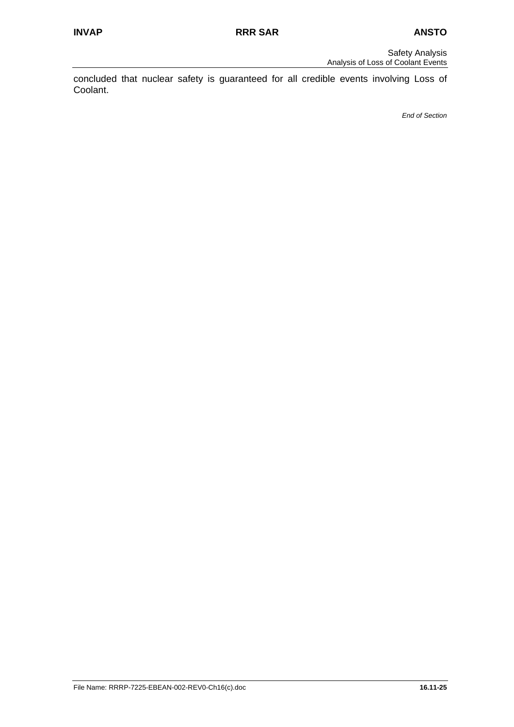concluded that nuclear safety is guaranteed for all credible events involving Loss of Coolant.

*End of Section*